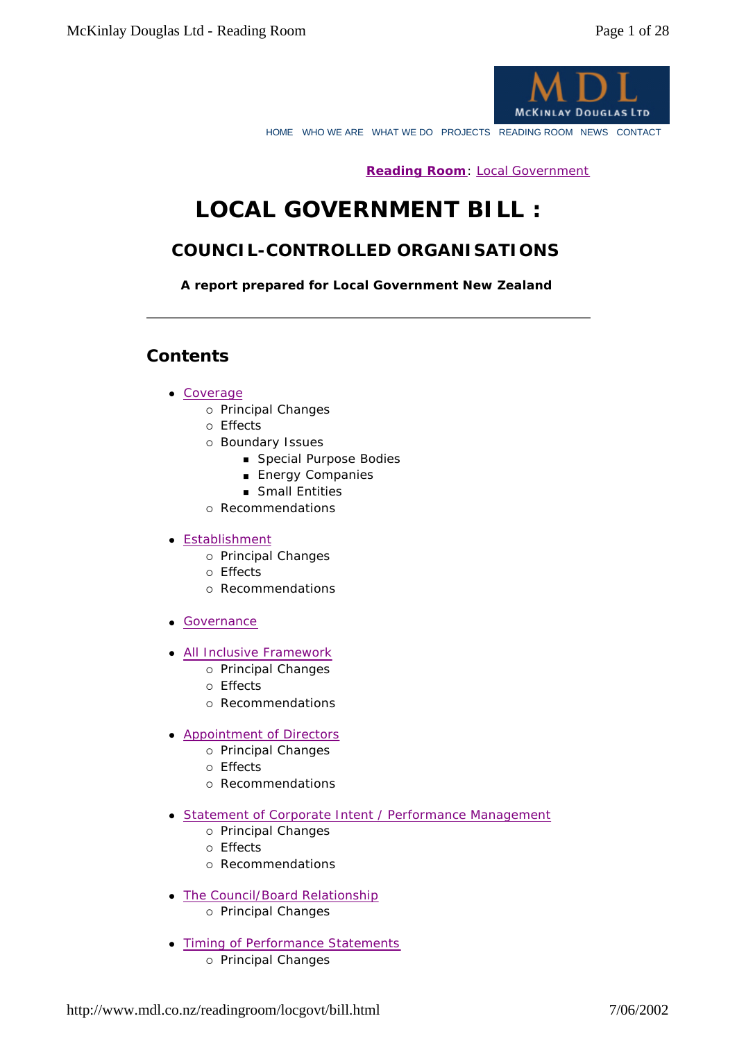HOME WHO WE ARE WHAT WE DO PROJECTS READING ROOM NEWS CONTACT

**Reading Room**: Local Government

# LOCAL GOVERNMENT BILL :

## COUNCIL-CONTROLLED ORGANISATIONS

**A report prepared for Local Government New Zealand**

---

## Contents

- Coverage
  - Principal Changes
  - Effects
  - Boundary Issues
    - Special Purpose Bodies
    - Energy Companies
    - Small Entities
  - Recommendations
- Establishment
  - Principal Changes
  - Effects
  - Recommendations
- Governance
- All Inclusive Framework
  - Principal Changes
  - Effects
  - Recommendations
- Appointment of Directors
  - Principal Changes
  - Effects
  - Recommendations
- Statement of Corporate Intent / Performance Management
  - Principal Changes
  - Effects
  - Recommendations
- The Council/Board Relationship
  - Principal Changes
- Timing of Performance Statements
  - Principal Changes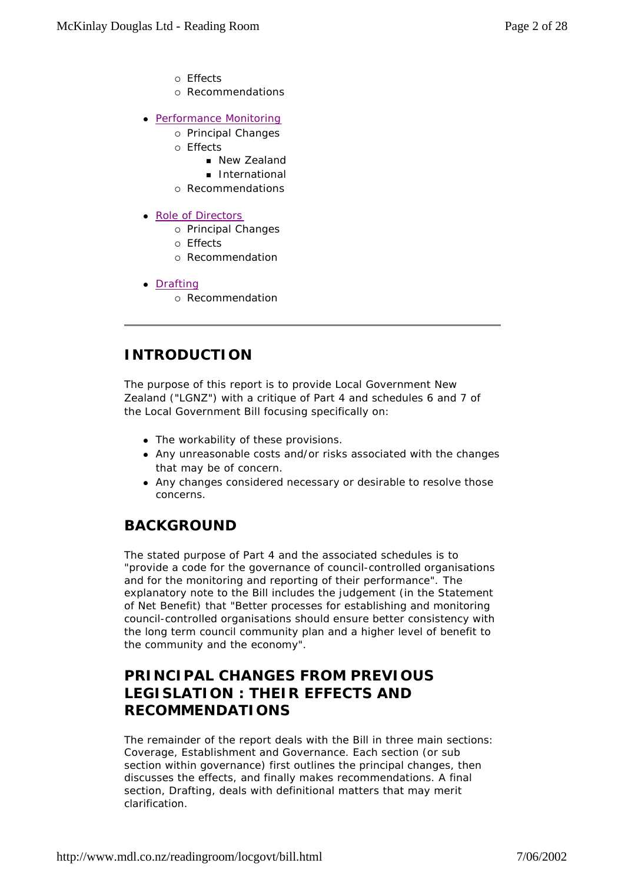- Effects
    - Recommendations

- Performance Monitoring
    - Principal Changes
    - Effects
        - New Zealand
        - International
    - Recommendations

- Role of Directors
    - Principal Changes
    - Effects
    - Recommendation

- Drafting
    - Recommendation

---

## INTRODUCTION

The purpose of this report is to provide Local Government New Zealand ("LGNZ") with a critique of Part 4 and schedules 6 and 7 of the Local Government Bill focusing specifically on:

- The workability of these provisions.
- Any unreasonable costs and/or risks associated with the changes that may be of concern.
- Any changes considered necessary or desirable to resolve those concerns.

## BACKGROUND

The stated purpose of Part 4 and the associated schedules is to "provide a code for the governance of council-controlled organisations and for the monitoring and reporting of their performance". The explanatory note to the Bill includes the judgement (in the Statement of Net Benefit) that "Better processes for establishing and monitoring council-controlled organisations should ensure better consistency with the long term council community plan and a higher level of benefit to the community and the economy".

## PRINCIPAL CHANGES FROM PREVIOUS LEGISLATION : THEIR EFFECTS AND RECOMMENDATIONS

The remainder of the report deals with the Bill in three main sections: Coverage, Establishment and Governance. Each section (or sub section within governance) first outlines the principal changes, then discusses the effects, and finally makes recommendations. A final section, Drafting, deals with definitional matters that may merit clarification.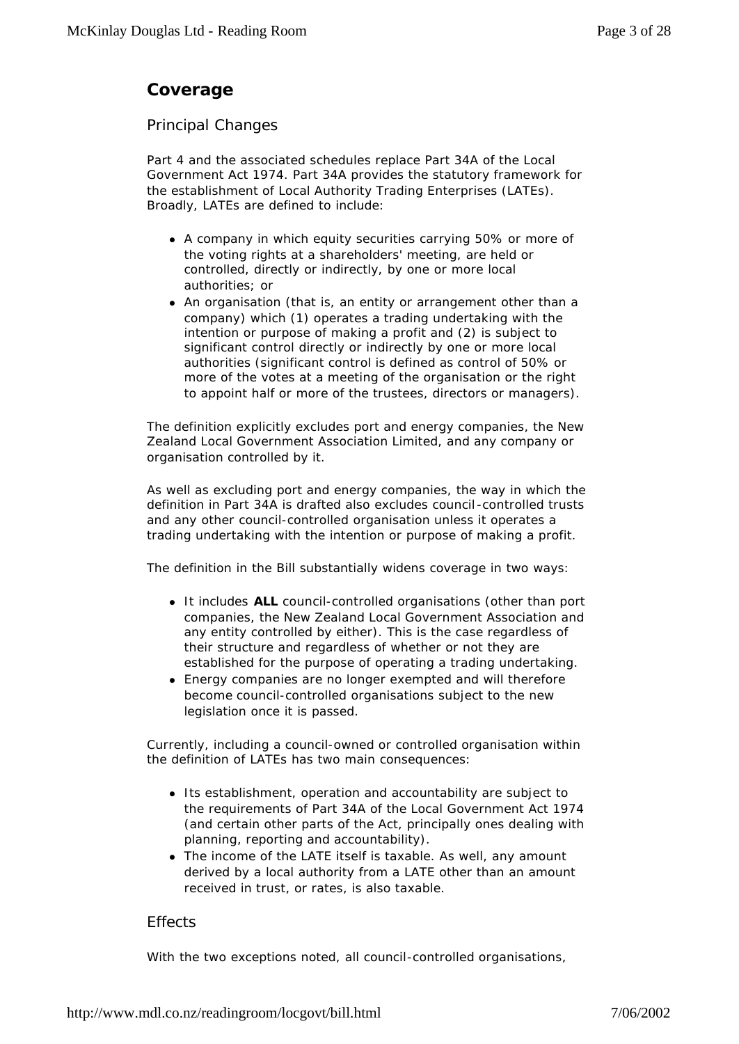## Coverage

### Principal Changes

Part 4 and the associated schedules replace Part 34A of the Local Government Act 1974. Part 34A provides the statutory framework for the establishment of Local Authority Trading Enterprises (LATEs). Broadly, LATEs are defined to include:

- A company in which equity securities carrying 50% or more of the voting rights at a shareholders' meeting, are held or controlled, directly or indirectly, by one or more local authorities; or
- An organisation (that is, an entity or arrangement other than a company) which (1) operates a trading undertaking with the intention or purpose of making a profit and (2) is subject to significant control directly or indirectly by one or more local authorities (significant control is defined as control of 50% or more of the votes at a meeting of the organisation or the right to appoint half or more of the trustees, directors or managers).

The definition explicitly excludes port and energy companies, the New Zealand Local Government Association Limited, and any company or organisation controlled by it.

As well as excluding port and energy companies, the way in which the definition in Part 34A is drafted also excludes council-controlled trusts and any other council-controlled organisation unless it operates a trading undertaking with the intention or purpose of making a profit.

The definition in the Bill substantially widens coverage in two ways:

- It includes **ALL** council-controlled organisations (other than port companies, the New Zealand Local Government Association and any entity controlled by either). This is the case regardless of their structure and regardless of whether or not they are established for the purpose of operating a trading undertaking.
- Energy companies are no longer exempted and will therefore become council-controlled organisations subject to the new legislation once it is passed.

Currently, including a council-owned or controlled organisation within the definition of LATEs has two main consequences:

- Its establishment, operation and accountability are subject to the requirements of Part 34A of the Local Government Act 1974 (and certain other parts of the Act, principally ones dealing with planning, reporting and accountability).
- The income of the LATE itself is taxable. As well, any amount derived by a local authority from a LATE other than an amount received in trust, or rates, is also taxable.

### Effects

With the two exceptions noted, all council-controlled organisations,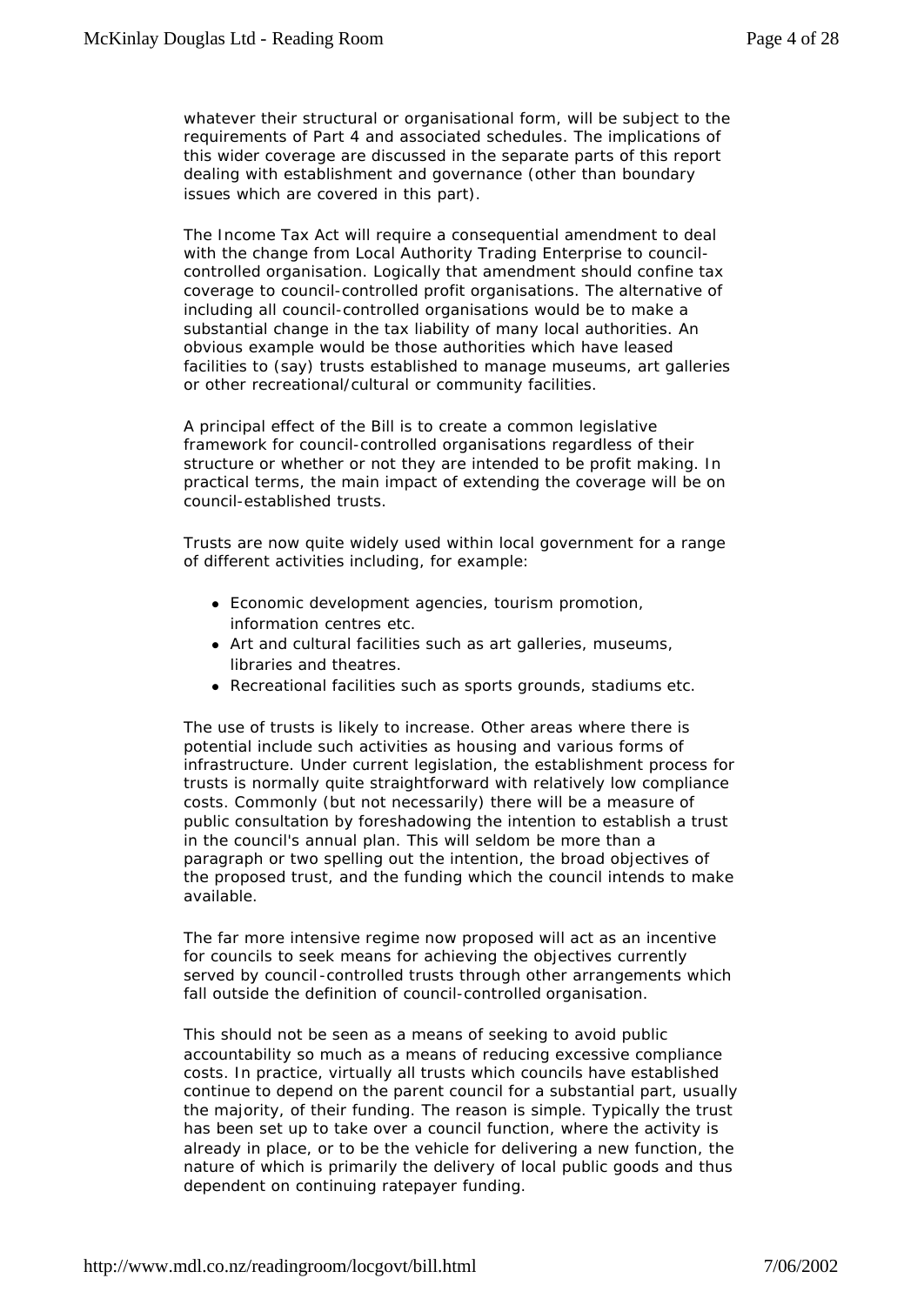whatever their structural or organisational form, will be subject to the requirements of Part 4 and associated schedules. The implications of this wider coverage are discussed in the separate parts of this report dealing with establishment and governance (other than boundary issues which are covered in this part).

The Income Tax Act will require a consequential amendment to deal with the change from Local Authority Trading Enterprise to council-controlled organisation. Logically that amendment should confine tax coverage to council-controlled profit organisations. The alternative of including all council-controlled organisations would be to make a substantial change in the tax liability of many local authorities. An obvious example would be those authorities which have leased facilities to (say) trusts established to manage museums, art galleries or other recreational/cultural or community facilities.

A principal effect of the Bill is to create a common legislative framework for council-controlled organisations regardless of their structure or whether or not they are intended to be profit making. In practical terms, the main impact of extending the coverage will be on council-established trusts.

Trusts are now quite widely used within local government for a range of different activities including, for example:

- Economic development agencies, tourism promotion, information centres etc.
- Art and cultural facilities such as art galleries, museums, libraries and theatres.
- Recreational facilities such as sports grounds, stadiums etc.

The use of trusts is likely to increase. Other areas where there is potential include such activities as housing and various forms of infrastructure. Under current legislation, the establishment process for trusts is normally quite straightforward with relatively low compliance costs. Commonly (but not necessarily) there will be a measure of public consultation by foreshadowing the intention to establish a trust in the council's annual plan. This will seldom be more than a paragraph or two spelling out the intention, the broad objectives of the proposed trust, and the funding which the council intends to make available.

The far more intensive regime now proposed will act as an incentive for councils to seek means for achieving the objectives currently served by council-controlled trusts through other arrangements which fall outside the definition of council-controlled organisation.

This should not be seen as a means of seeking to avoid public accountability so much as a means of reducing excessive compliance costs. In practice, virtually all trusts which councils have established continue to depend on the parent council for a substantial part, usually the majority, of their funding. The reason is simple. Typically the trust has been set up to take over a council function, where the activity is already in place, or to be the vehicle for delivering a new function, the nature of which is primarily the delivery of local public goods and thus dependent on continuing ratepayer funding.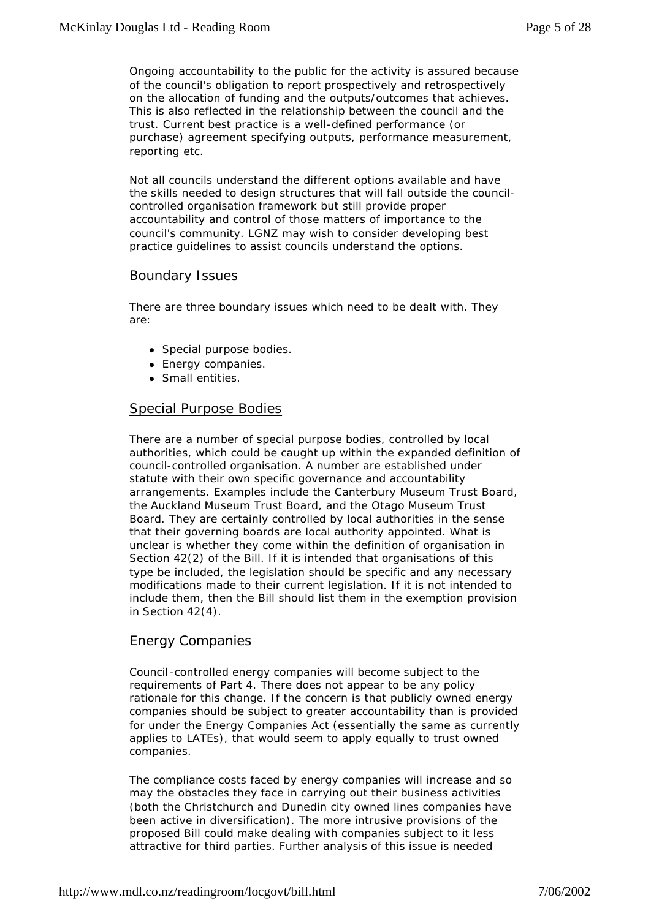Ongoing accountability to the public for the activity is assured because of the council's obligation to report prospectively and retrospectively on the allocation of funding and the outputs/outcomes that achieves. This is also reflected in the relationship between the council and the trust. Current best practice is a well-defined performance (or purchase) agreement specifying outputs, performance measurement, reporting etc.

Not all councils understand the different options available and have the skills needed to design structures that will fall outside the council-controlled organisation framework but still provide proper accountability and control of those matters of importance to the council's community. LGNZ may wish to consider developing best practice guidelines to assist councils understand the options.

## Boundary Issues

There are three boundary issues which need to be dealt with. They are:

- Special purpose bodies.
- Energy companies.
- Small entities.

### Special Purpose Bodies

There are a number of special purpose bodies, controlled by local authorities, which could be caught up within the expanded definition of council-controlled organisation. A number are established under statute with their own specific governance and accountability arrangements. Examples include the Canterbury Museum Trust Board, the Auckland Museum Trust Board, and the Otago Museum Trust Board. They are certainly controlled by local authorities in the sense that their governing boards are local authority appointed. What is unclear is whether they come within the definition of organisation in Section 42(2) of the Bill. If it is intended that organisations of this type be included, the legislation should be specific and any necessary modifications made to their current legislation. If it is not intended to include them, then the Bill should list them in the exemption provision in Section 42(4).

### Energy Companies

Council-controlled energy companies will become subject to the requirements of Part 4. There does not appear to be any policy rationale for this change. If the concern is that publicly owned energy companies should be subject to greater accountability than is provided for under the Energy Companies Act (essentially the same as currently applies to LATEs), that would seem to apply equally to trust owned companies.

The compliance costs faced by energy companies will increase and so may the obstacles they face in carrying out their business activities (both the Christchurch and Dunedin city owned lines companies have been active in diversification). The more intrusive provisions of the proposed Bill could make dealing with companies subject to it less attractive for third parties. Further analysis of this issue is needed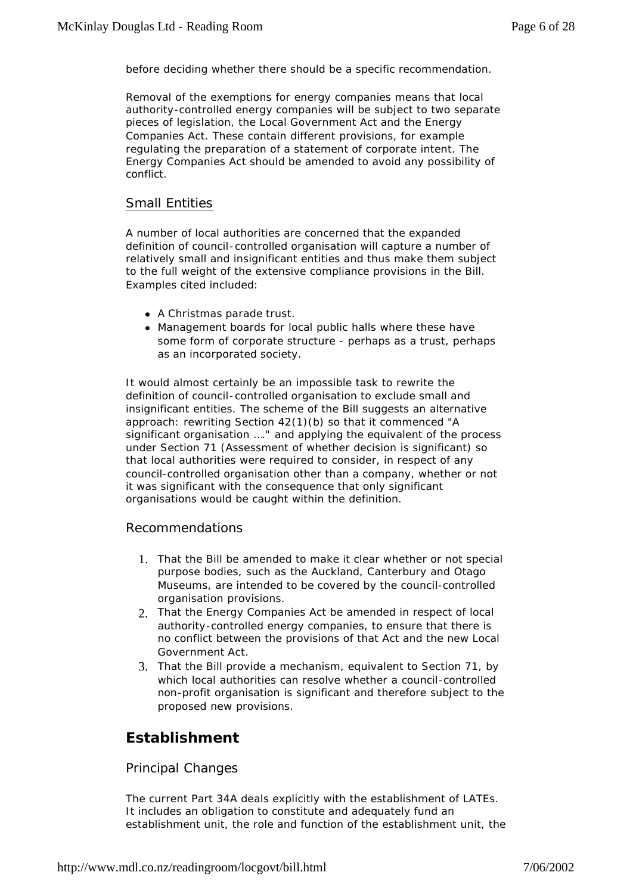before deciding whether there should be a specific recommendation.

Removal of the exemptions for energy companies means that local authority-controlled energy companies will be subject to two separate pieces of legislation, the Local Government Act and the Energy Companies Act. These contain different provisions, for example regulating the preparation of a statement of corporate intent. The Energy Companies Act should be amended to avoid any possibility of conflict.

### Small Entities

A number of local authorities are concerned that the expanded definition of council-controlled organisation will capture a number of relatively small and insignificant entities and thus make them subject to the full weight of the extensive compliance provisions in the Bill. Examples cited included:

- A Christmas parade trust.
- Management boards for local public halls where these have some form of corporate structure - perhaps as a trust, perhaps as an incorporated society.

It would almost certainly be an impossible task to rewrite the definition of council-controlled organisation to exclude small and insignificant entities. The scheme of the Bill suggests an alternative approach: rewriting Section 42(1)(b) so that it commenced "A significant organisation …." and applying the equivalent of the process under Section 71 (Assessment of whether decision is significant) so that local authorities were required to consider, in respect of any council-controlled organisation other than a company, whether or not it was significant with the consequence that only significant organisations would be caught within the definition.

### Recommendations

1. That the Bill be amended to make it clear whether or not special purpose bodies, such as the Auckland, Canterbury and Otago Museums, are intended to be covered by the council-controlled organisation provisions.
2. That the Energy Companies Act be amended in respect of local authority-controlled energy companies, to ensure that there is no conflict between the provisions of that Act and the new Local Government Act.
3. That the Bill provide a mechanism, equivalent to Section 71, by which local authorities can resolve whether a council-controlled non-profit organisation is significant and therefore subject to the proposed new provisions.

## Establishment

### Principal Changes

The current Part 34A deals explicitly with the establishment of LATEs. It includes an obligation to constitute and adequately fund an establishment unit, the role and function of the establishment unit, the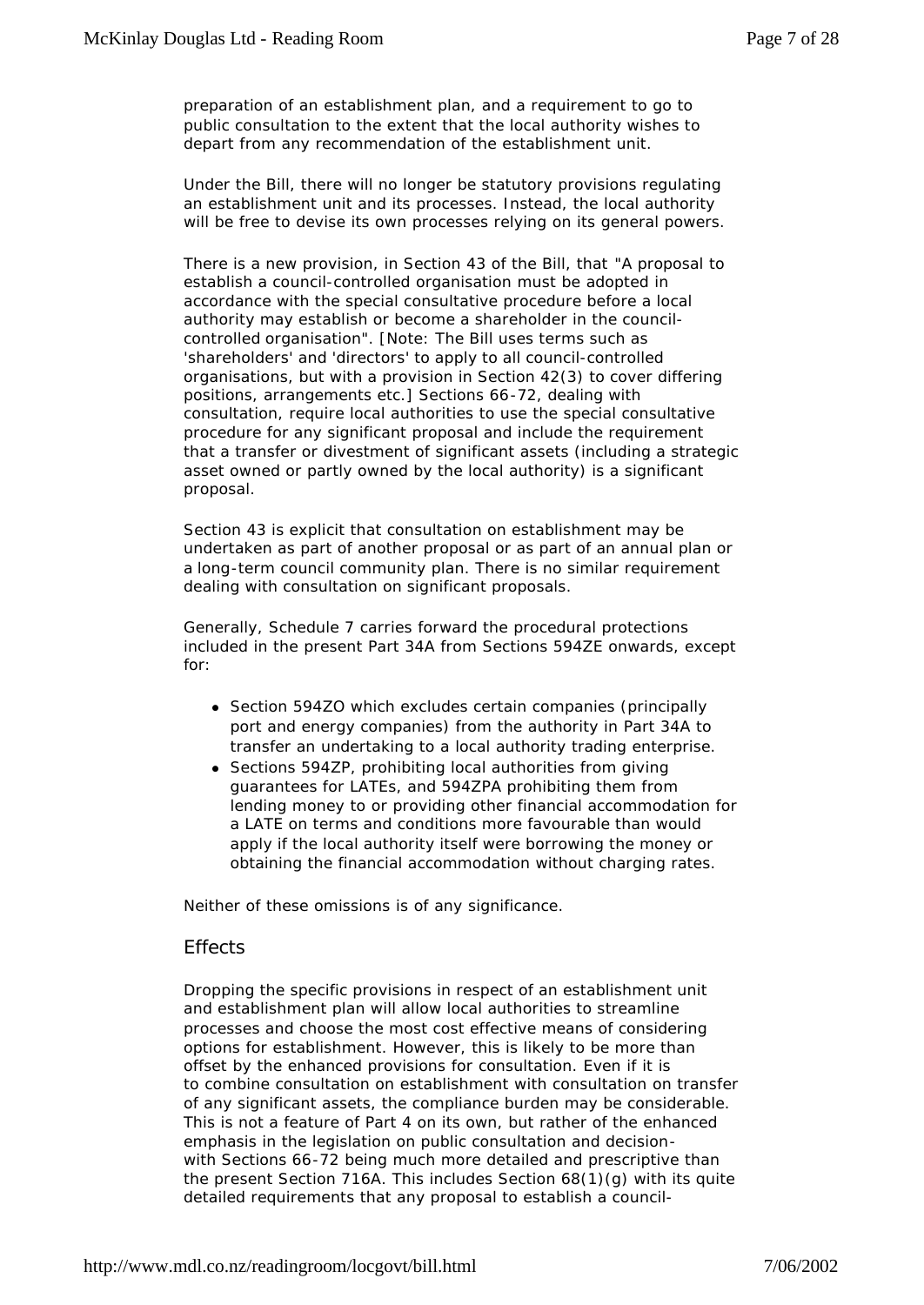preparation of an establishment plan, and a requirement to go to public consultation to the extent that the local authority wishes to depart from any recommendation of the establishment unit.

Under the Bill, there will no longer be statutory provisions regulating an establishment unit and its processes. Instead, the local authority will be free to devise its own processes relying on its general powers.

There is a new provision, in Section 43 of the Bill, that "A proposal to establish a council-controlled organisation must be adopted in accordance with the special consultative procedure before a local authority may establish or become a shareholder in the council-controlled organisation". [Note: The Bill uses terms such as 'shareholders' and 'directors' to apply to all council-controlled organisations, but with a provision in Section 42(3) to cover differing positions, arrangements etc.] Sections 66-72, dealing with consultation, require local authorities to use the special consultative procedure for any significant proposal and include the requirement that a transfer or divestment of significant assets (including a strategic asset owned or partly owned by the local authority) is a significant proposal.

Section 43 is explicit that consultation on establishment may be undertaken as part of another proposal or as part of an annual plan or a long-term council community plan. There is no similar requirement dealing with consultation on significant proposals.

Generally, Schedule 7 carries forward the procedural protections included in the present Part 34A from Sections 594ZE onwards, except for:

- Section 594ZO which excludes certain companies (principally port and energy companies) from the authority in Part 34A to transfer an undertaking to a local authority trading enterprise.
- Sections 594ZP, prohibiting local authorities from giving guarantees for LATEs, and 594ZPA prohibiting them from lending money to or providing other financial accommodation for a LATE on terms and conditions more favourable than would apply if the local authority itself were borrowing the money or obtaining the financial accommodation without charging rates.

Neither of these omissions is of any significance.

## Effects

Dropping the specific provisions in respect of an establishment unit and establishment plan will allow local authorities to streamline processes and choose the most cost effective means of considering options for establishment. However, this is likely to be more than offset by the enhanced provisions for consultation. Even if it is to combine consultation on establishment with consultation on transfer of any significant assets, the compliance burden may be considerable. This is not a feature of Part 4 on its own, but rather of the enhanced emphasis in the legislation on public consultation and decision-with Sections 66-72 being much more detailed and prescriptive than the present Section 716A. This includes Section 68(1)(g) with its quite detailed requirements that any proposal to establish a council-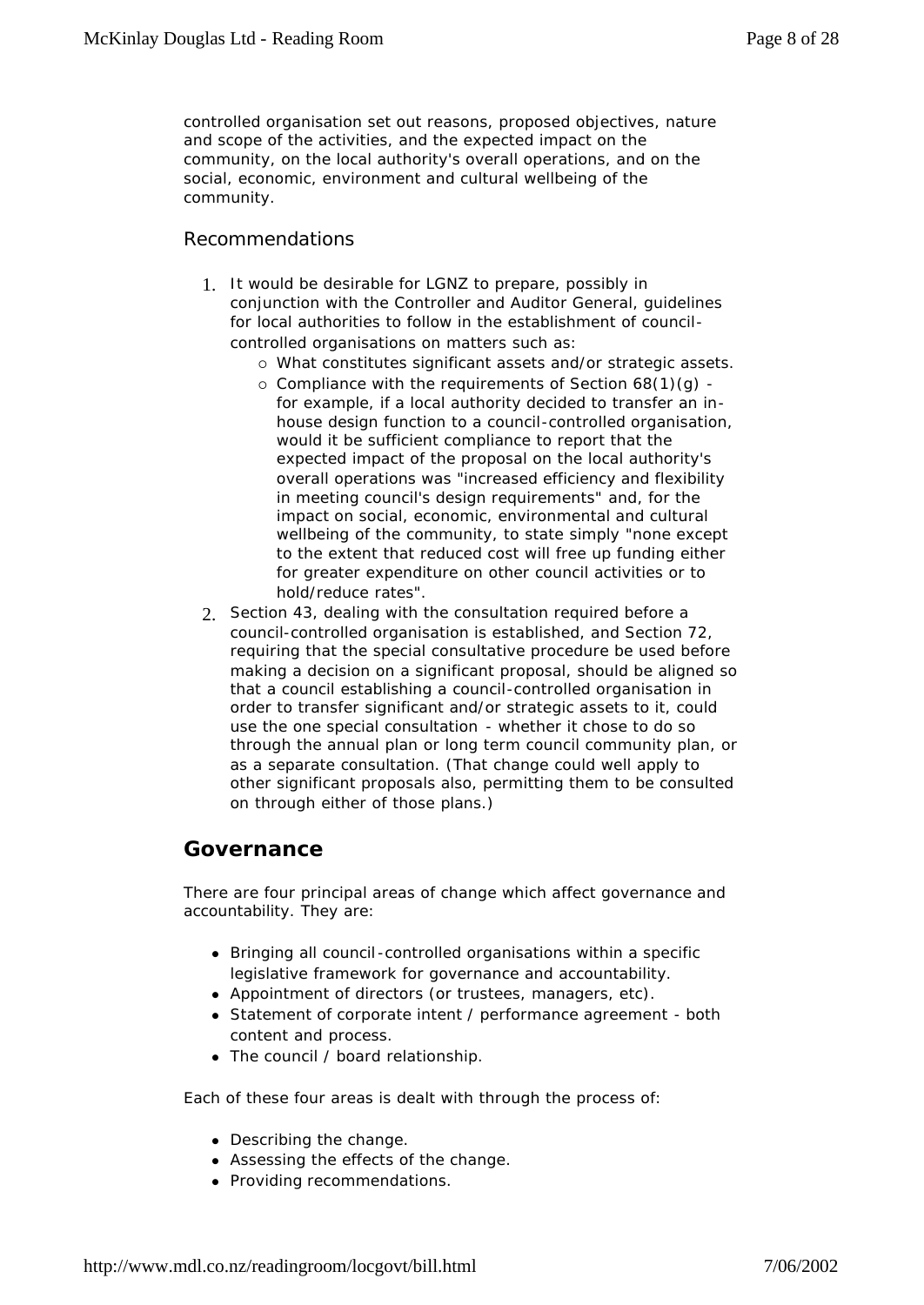controlled organisation set out reasons, proposed objectives, nature and scope of the activities, and the expected impact on the community, on the local authority's overall operations, and on the social, economic, environment and cultural wellbeing of the community.

### Recommendations

1. It would be desirable for LGNZ to prepare, possibly in conjunction with the Controller and Auditor General, guidelines for local authorities to follow in the establishment of council-controlled organisations on matters such as:
   - What constitutes significant assets and/or strategic assets.
   - Compliance with the requirements of Section 68(1)(g) - for example, if a local authority decided to transfer an in-house design function to a council-controlled organisation, would it be sufficient compliance to report that the expected impact of the proposal on the local authority's overall operations was "increased efficiency and flexibility in meeting council's design requirements" and, for the impact on social, economic, environmental and cultural wellbeing of the community, to state simply "none except to the extent that reduced cost will free up funding either for greater expenditure on other council activities or to hold/reduce rates".
2. Section 43, dealing with the consultation required before a council-controlled organisation is established, and Section 72, requiring that the special consultative procedure be used before making a decision on a significant proposal, should be aligned so that a council establishing a council-controlled organisation in order to transfer significant and/or strategic assets to it, could use the one special consultation - whether it chose to do so through the annual plan or long term council community plan, or as a separate consultation. (That change could well apply to other significant proposals also, permitting them to be consulted on through either of those plans.)

## Governance

There are four principal areas of change which affect governance and accountability. They are:

- Bringing all council-controlled organisations within a specific legislative framework for governance and accountability.
- Appointment of directors (or trustees, managers, etc).
- Statement of corporate intent / performance agreement - both content and process.
- The council / board relationship.

Each of these four areas is dealt with through the process of:

- Describing the change.
- Assessing the effects of the change.
- Providing recommendations.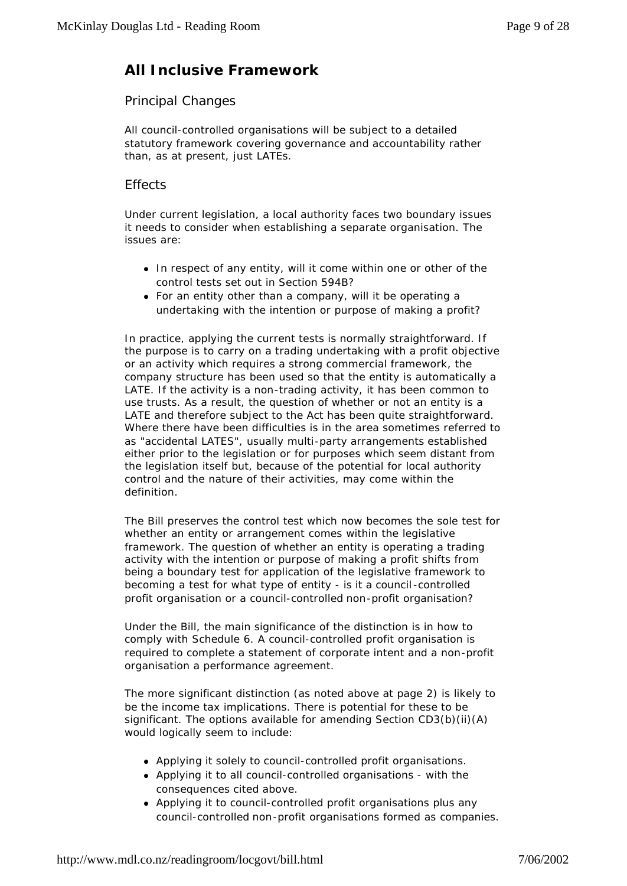## All Inclusive Framework

### Principal Changes

All council-controlled organisations will be subject to a detailed statutory framework covering governance and accountability rather than, as at present, just LATEs.

### Effects

Under current legislation, a local authority faces two boundary issues it needs to consider when establishing a separate organisation. The issues are:

- In respect of any entity, will it come within one or other of the control tests set out in Section 594B?
- For an entity other than a company, will it be operating a undertaking with the intention or purpose of making a profit?

In practice, applying the current tests is normally straightforward. If the purpose is to carry on a trading undertaking with a profit objective or an activity which requires a strong commercial framework, the company structure has been used so that the entity is automatically a LATE. If the activity is a non-trading activity, it has been common to use trusts. As a result, the question of whether or not an entity is a LATE and therefore subject to the Act has been quite straightforward. Where there have been difficulties is in the area sometimes referred to as "accidental LATES", usually multi-party arrangements established either prior to the legislation or for purposes which seem distant from the legislation itself but, because of the potential for local authority control and the nature of their activities, may come within the definition.

The Bill preserves the control test which now becomes the sole test for whether an entity or arrangement comes within the legislative framework. The question of whether an entity is operating a trading activity with the intention or purpose of making a profit shifts from being a boundary test for application of the legislative framework to becoming a test for what type of entity - is it a council-controlled profit organisation or a council-controlled non-profit organisation?

Under the Bill, the main significance of the distinction is in how to comply with Schedule 6. A council-controlled profit organisation is required to complete a statement of corporate intent and a non-profit organisation a performance agreement.

The more significant distinction (as noted above at page 2) is likely to be the income tax implications. There is potential for these to be significant. The options available for amending Section CD3(b)(ii)(A) would logically seem to include:

- Applying it solely to council-controlled profit organisations.
- Applying it to all council-controlled organisations - with the consequences cited above.
- Applying it to council-controlled profit organisations plus any council-controlled non-profit organisations formed as companies.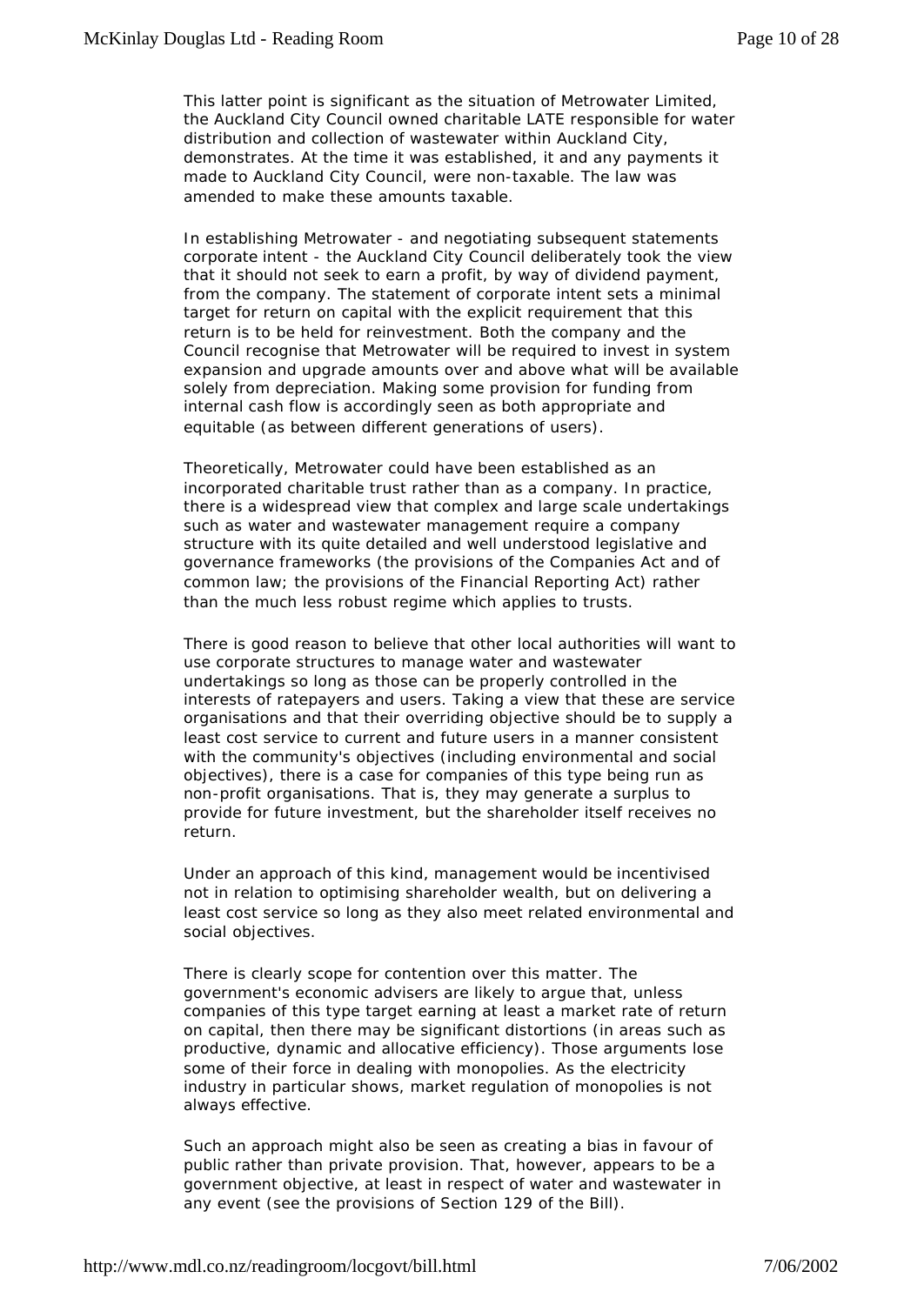This latter point is significant as the situation of Metrowater Limited, the Auckland City Council owned charitable LATE responsible for water distribution and collection of wastewater within Auckland City, demonstrates. At the time it was established, it and any payments it made to Auckland City Council, were non-taxable. The law was amended to make these amounts taxable.

In establishing Metrowater - and negotiating subsequent statements corporate intent - the Auckland City Council deliberately took the view that it should not seek to earn a profit, by way of dividend payment, from the company. The statement of corporate intent sets a minimal target for return on capital with the explicit requirement that this return is to be held for reinvestment. Both the company and the Council recognise that Metrowater will be required to invest in system expansion and upgrade amounts over and above what will be available solely from depreciation. Making some provision for funding from internal cash flow is accordingly seen as both appropriate and equitable (as between different generations of users).

Theoretically, Metrowater could have been established as an incorporated charitable trust rather than as a company. In practice, there is a widespread view that complex and large scale undertakings such as water and wastewater management require a company structure with its quite detailed and well understood legislative and governance frameworks (the provisions of the Companies Act and of common law; the provisions of the Financial Reporting Act) rather than the much less robust regime which applies to trusts.

There is good reason to believe that other local authorities will want to use corporate structures to manage water and wastewater undertakings so long as those can be properly controlled in the interests of ratepayers and users. Taking a view that these are service organisations and that their overriding objective should be to supply a least cost service to current and future users in a manner consistent with the community's objectives (including environmental and social objectives), there is a case for companies of this type being run as non-profit organisations. That is, they may generate a surplus to provide for future investment, but the shareholder itself receives no return.

Under an approach of this kind, management would be incentivised not in relation to optimising shareholder wealth, but on delivering a least cost service so long as they also meet related environmental and social objectives.

There is clearly scope for contention over this matter. The government's economic advisers are likely to argue that, unless companies of this type target earning at least a market rate of return on capital, then there may be significant distortions (in areas such as productive, dynamic and allocative efficiency). Those arguments lose some of their force in dealing with monopolies. As the electricity industry in particular shows, market regulation of monopolies is not always effective.

Such an approach might also be seen as creating a bias in favour of public rather than private provision. That, however, appears to be a government objective, at least in respect of water and wastewater in any event (see the provisions of Section 129 of the Bill).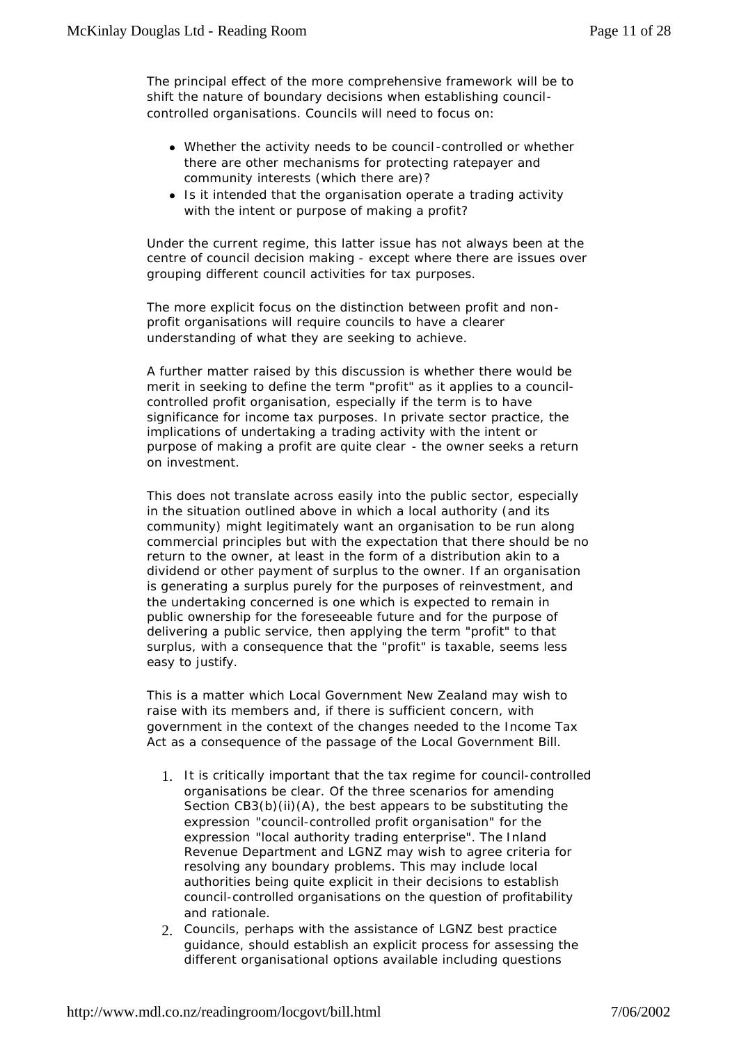The principal effect of the more comprehensive framework will be to shift the nature of boundary decisions when establishing council-controlled organisations. Councils will need to focus on:

- Whether the activity needs to be council-controlled or whether there are other mechanisms for protecting ratepayer and community interests (which there are)?
- Is it intended that the organisation operate a trading activity with the intent or purpose of making a profit?

Under the current regime, this latter issue has not always been at the centre of council decision making - except where there are issues over grouping different council activities for tax purposes.

The more explicit focus on the distinction between profit and non-profit organisations will require councils to have a clearer understanding of what they are seeking to achieve.

A further matter raised by this discussion is whether there would be merit in seeking to define the term "profit" as it applies to a council-controlled profit organisation, especially if the term is to have significance for income tax purposes. In private sector practice, the implications of undertaking a trading activity with the intent or purpose of making a profit are quite clear - the owner seeks a return on investment.

This does not translate across easily into the public sector, especially in the situation outlined above in which a local authority (and its community) might legitimately want an organisation to be run along commercial principles but with the expectation that there should be no return to the owner, at least in the form of a distribution akin to a dividend or other payment of surplus to the owner. If an organisation is generating a surplus purely for the purposes of reinvestment, and the undertaking concerned is one which is expected to remain in public ownership for the foreseeable future and for the purpose of delivering a public service, then applying the term "profit" to that surplus, with a consequence that the "profit" is taxable, seems less easy to justify.

This is a matter which Local Government New Zealand may wish to raise with its members and, if there is sufficient concern, with government in the context of the changes needed to the Income Tax Act as a consequence of the passage of the Local Government Bill.

1. It is critically important that the tax regime for council-controlled organisations be clear. Of the three scenarios for amending Section CB3(b)(ii)(A), the best appears to be substituting the expression "council-controlled profit organisation" for the expression "local authority trading enterprise". The Inland Revenue Department and LGNZ may wish to agree criteria for resolving any boundary problems. This may include local authorities being quite explicit in their decisions to establish council-controlled organisations on the question of profitability and rationale.
2. Councils, perhaps with the assistance of LGNZ best practice guidance, should establish an explicit process for assessing the different organisational options available including questions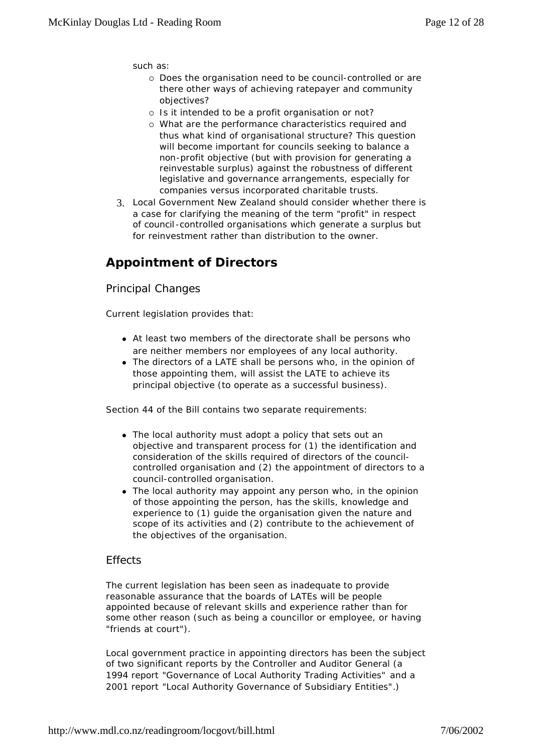such as:

- Does the organisation need to be council-controlled or are there other ways of achieving ratepayer and community objectives?
- Is it intended to be a profit organisation or not?
- What are the performance characteristics required and thus what kind of organisational structure? This question will become important for councils seeking to balance a non-profit objective (but with provision for generating a reinvestable surplus) against the robustness of different legislative and governance arrangements, especially for companies versus incorporated charitable trusts.

3. Local Government New Zealand should consider whether there is a case for clarifying the meaning of the term "profit" in respect of council-controlled organisations which generate a surplus but for reinvestment rather than distribution to the owner.

## Appointment of Directors

### Principal Changes

Current legislation provides that:

- At least two members of the directorate shall be persons who are neither members nor employees of any local authority.
- The directors of a LATE shall be persons who, in the opinion of those appointing them, will assist the LATE to achieve its principal objective (to operate as a successful business).

Section 44 of the Bill contains two separate requirements:

- The local authority must adopt a policy that sets out an objective and transparent process for (1) the identification and consideration of the skills required of directors of the council-controlled organisation and (2) the appointment of directors to a council-controlled organisation.
- The local authority may appoint any person who, in the opinion of those appointing the person, has the skills, knowledge and experience to (1) guide the organisation given the nature and scope of its activities and (2) contribute to the achievement of the objectives of the organisation.

### Effects

The current legislation has been seen as inadequate to provide reasonable assurance that the boards of LATEs will be people appointed because of relevant skills and experience rather than for some other reason (such as being a councillor or employee, or having "friends at court").

Local government practice in appointing directors has been the subject of two significant reports by the Controller and Auditor General (a 1994 report "Governance of Local Authority Trading Activities" and a 2001 report "Local Authority Governance of Subsidiary Entities".)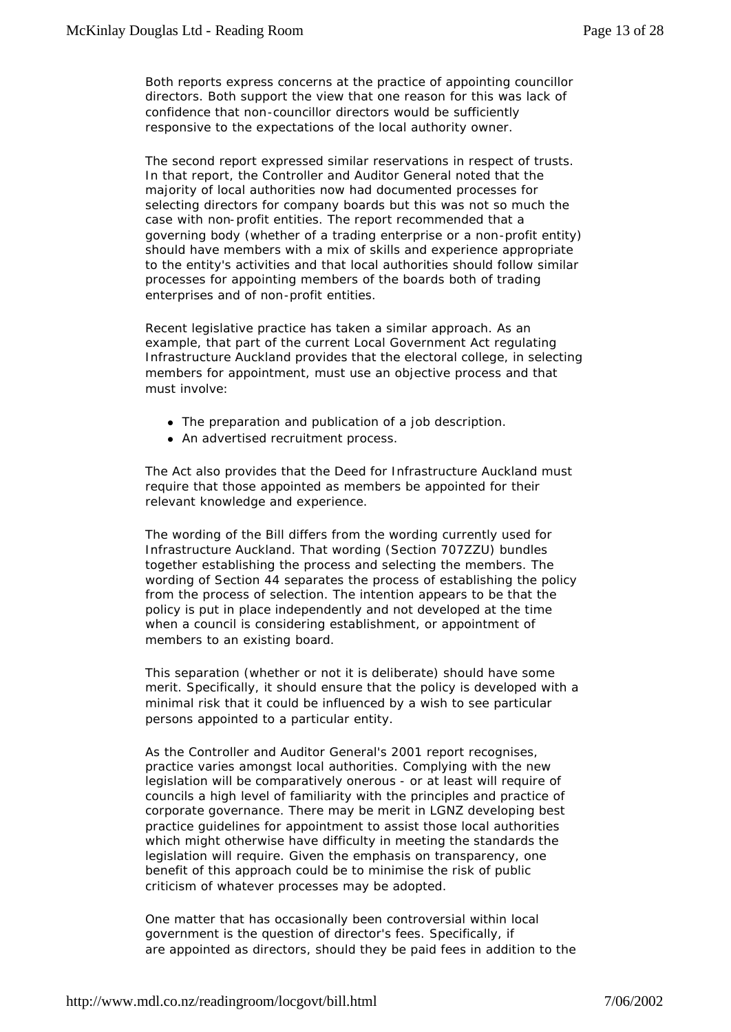Both reports express concerns at the practice of appointing councillor directors. Both support the view that one reason for this was lack of confidence that non-councillor directors would be sufficiently responsive to the expectations of the local authority owner.

The second report expressed similar reservations in respect of trusts. In that report, the Controller and Auditor General noted that the majority of local authorities now had documented processes for selecting directors for company boards but this was not so much the case with non-profit entities. The report recommended that a governing body (whether of a trading enterprise or a non-profit entity) should have members with a mix of skills and experience appropriate to the entity's activities and that local authorities should follow similar processes for appointing members of the boards both of trading enterprises and of non-profit entities.

Recent legislative practice has taken a similar approach. As an example, that part of the current Local Government Act regulating Infrastructure Auckland provides that the electoral college, in selecting members for appointment, must use an objective process and that must involve:

- The preparation and publication of a job description.
- An advertised recruitment process.

The Act also provides that the Deed for Infrastructure Auckland must require that those appointed as members be appointed for their relevant knowledge and experience.

The wording of the Bill differs from the wording currently used for Infrastructure Auckland. That wording (Section 707ZZU) bundles together establishing the process and selecting the members. The wording of Section 44 separates the process of establishing the policy from the process of selection. The intention appears to be that the policy is put in place independently and not developed at the time when a council is considering establishment, or appointment of members to an existing board.

This separation (whether or not it is deliberate) should have some merit. Specifically, it should ensure that the policy is developed with a minimal risk that it could be influenced by a wish to see particular persons appointed to a particular entity.

As the Controller and Auditor General's 2001 report recognises, practice varies amongst local authorities. Complying with the new legislation will be comparatively onerous - or at least will require of councils a high level of familiarity with the principles and practice of corporate governance. There may be merit in LGNZ developing best practice guidelines for appointment to assist those local authorities which might otherwise have difficulty in meeting the standards the legislation will require. Given the emphasis on transparency, one benefit of this approach could be to minimise the risk of public criticism of whatever processes may be adopted.

One matter that has occasionally been controversial within local government is the question of director's fees. Specifically, if are appointed as directors, should they be paid fees in addition to the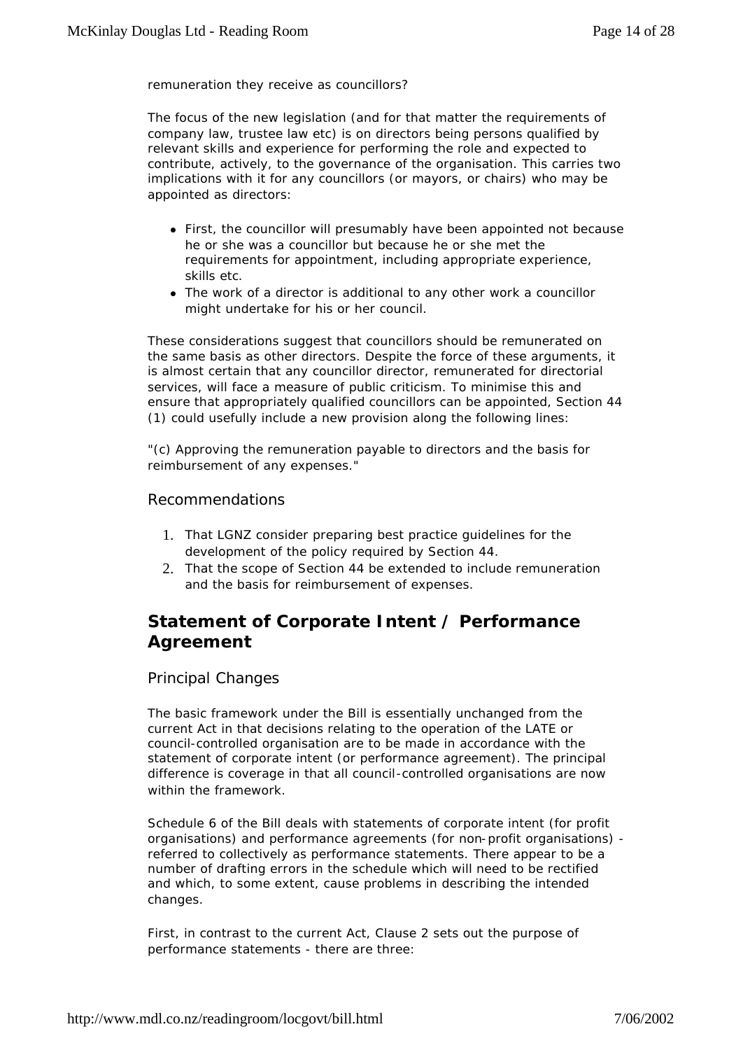remuneration they receive as councillors?

The focus of the new legislation (and for that matter the requirements of company law, trustee law etc) is on directors being persons qualified by relevant skills and experience for performing the role and expected to contribute, actively, to the governance of the organisation. This carries two implications with it for any councillors (or mayors, or chairs) who may be appointed as directors:

- First, the councillor will presumably have been appointed not because he or she was a councillor but because he or she met the requirements for appointment, including appropriate experience, skills etc.
- The work of a director is additional to any other work a councillor might undertake for his or her council.

These considerations suggest that councillors should be remunerated on the same basis as other directors. Despite the force of these arguments, it is almost certain that any councillor director, remunerated for directorial services, will face a measure of public criticism. To minimise this and ensure that appropriately qualified councillors can be appointed, Section 44 (1) could usefully include a new provision along the following lines:

"(c) Approving the remuneration payable to directors and the basis for reimbursement of any expenses."

### Recommendations

1. That LGNZ consider preparing best practice guidelines for the development of the policy required by Section 44.
2. That the scope of Section 44 be extended to include remuneration and the basis for reimbursement of expenses.

## Statement of Corporate Intent / Performance Agreement

### Principal Changes

The basic framework under the Bill is essentially unchanged from the current Act in that decisions relating to the operation of the LATE or council-controlled organisation are to be made in accordance with the statement of corporate intent (or performance agreement). The principal difference is coverage in that all council-controlled organisations are now within the framework.

Schedule 6 of the Bill deals with statements of corporate intent (for profit organisations) and performance agreements (for non-profit organisations) - referred to collectively as performance statements. There appear to be a number of drafting errors in the schedule which will need to be rectified and which, to some extent, cause problems in describing the intended changes.

First, in contrast to the current Act, Clause 2 sets out the purpose of performance statements - there are three: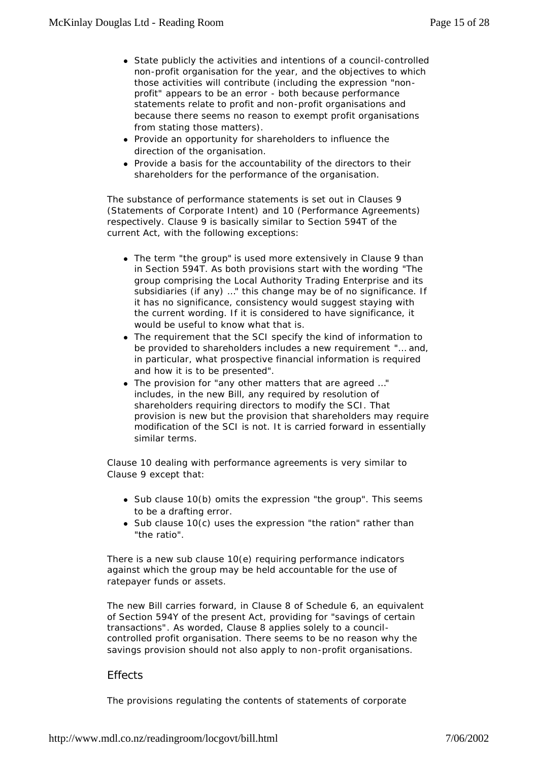- State publicly the activities and intentions of a council-controlled non-profit organisation for the year, and the objectives to which those activities will contribute (including the expression "non-profit" appears to be an error - both because performance statements relate to profit and non-profit organisations and because there seems no reason to exempt profit organisations from stating those matters).
- Provide an opportunity for shareholders to influence the direction of the organisation.
- Provide a basis for the accountability of the directors to their shareholders for the performance of the organisation.

The substance of performance statements is set out in Clauses 9 (Statements of Corporate Intent) and 10 (Performance Agreements) respectively. Clause 9 is basically similar to Section 594T of the current Act, with the following exceptions:

- The term "the group" is used more extensively in Clause 9 than in Section 594T. As both provisions start with the wording "The group comprising the Local Authority Trading Enterprise and its subsidiaries (if any) ..." this change may be of no significance. If it has no significance, consistency would suggest staying with the current wording. If it is considered to have significance, it would be useful to know what that is.
- The requirement that the SCI specify the kind of information to be provided to shareholders includes a new requirement "... and, in particular, what prospective financial information is required and how it is to be presented".
- The provision for "any other matters that are agreed ..." includes, in the new Bill, any required by resolution of shareholders requiring directors to modify the SCI. That provision is new but the provision that shareholders may require modification of the SCI is not. It is carried forward in essentially similar terms.

Clause 10 dealing with performance agreements is very similar to Clause 9 except that:

- Sub clause 10(b) omits the expression "the group". This seems to be a drafting error.
- Sub clause 10(c) uses the expression "the ration" rather than "the ratio".

There is a new sub clause 10(e) requiring performance indicators against which the group may be held accountable for the use of ratepayer funds or assets.

The new Bill carries forward, in Clause 8 of Schedule 6, an equivalent of Section 594Y of the present Act, providing for "savings of certain transactions". As worded, Clause 8 applies solely to a council-controlled profit organisation. There seems to be no reason why the savings provision should not also apply to non-profit organisations.

## Effects

The provisions regulating the contents of statements of corporate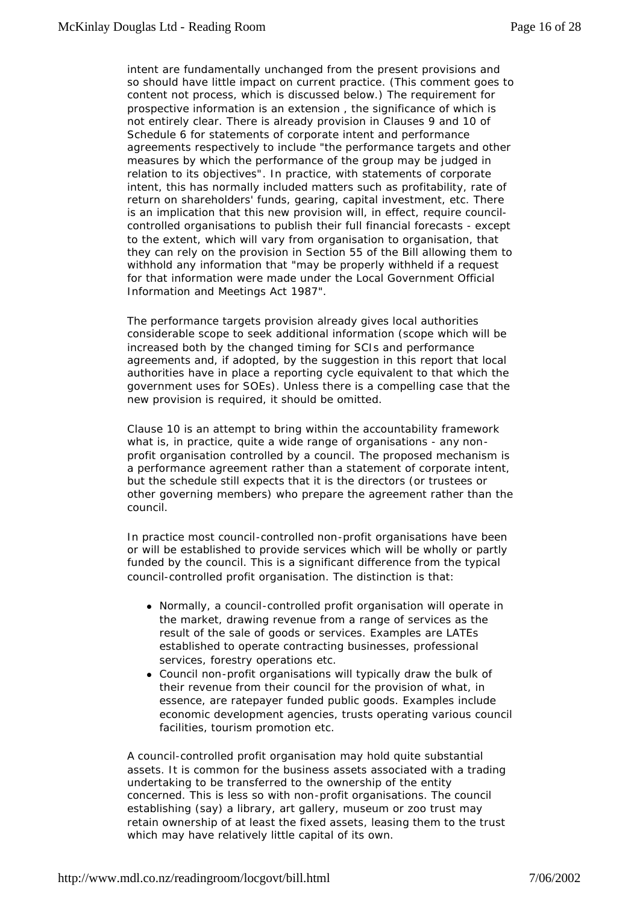intent are fundamentally unchanged from the present provisions and so should have little impact on current practice. (This comment goes to content not process, which is discussed below.) The requirement for prospective information is an extension , the significance of which is not entirely clear. There is already provision in Clauses 9 and 10 of Schedule 6 for statements of corporate intent and performance agreements respectively to include "the performance targets and other measures by which the performance of the group may be judged in relation to its objectives". In practice, with statements of corporate intent, this has normally included matters such as profitability, rate of return on shareholders' funds, gearing, capital investment, etc. There is an implication that this new provision will, in effect, require council-controlled organisations to publish their full financial forecasts - except to the extent, which will vary from organisation to organisation, that they can rely on the provision in Section 55 of the Bill allowing them to withhold any information that "may be properly withheld if a request for that information were made under the Local Government Official Information and Meetings Act 1987".

The performance targets provision already gives local authorities considerable scope to seek additional information (scope which will be increased both by the changed timing for SCIs and performance agreements and, if adopted, by the suggestion in this report that local authorities have in place a reporting cycle equivalent to that which the government uses for SOEs). Unless there is a compelling case that the new provision is required, it should be omitted.

Clause 10 is an attempt to bring within the accountability framework what is, in practice, quite a wide range of organisations - any non-profit organisation controlled by a council. The proposed mechanism is a performance agreement rather than a statement of corporate intent, but the schedule still expects that it is the directors (or trustees or other governing members) who prepare the agreement rather than the council.

In practice most council-controlled non-profit organisations have been or will be established to provide services which will be wholly or partly funded by the council. This is a significant difference from the typical council-controlled profit organisation. The distinction is that:

- Normally, a council-controlled profit organisation will operate in the market, drawing revenue from a range of services as the result of the sale of goods or services. Examples are LATEs established to operate contracting businesses, professional services, forestry operations etc.
- Council non-profit organisations will typically draw the bulk of their revenue from their council for the provision of what, in essence, are ratepayer funded public goods. Examples include economic development agencies, trusts operating various council facilities, tourism promotion etc.

A council-controlled profit organisation may hold quite substantial assets. It is common for the business assets associated with a trading undertaking to be transferred to the ownership of the entity concerned. This is less so with non-profit organisations. The council establishing (say) a library, art gallery, museum or zoo trust may retain ownership of at least the fixed assets, leasing them to the trust which may have relatively little capital of its own.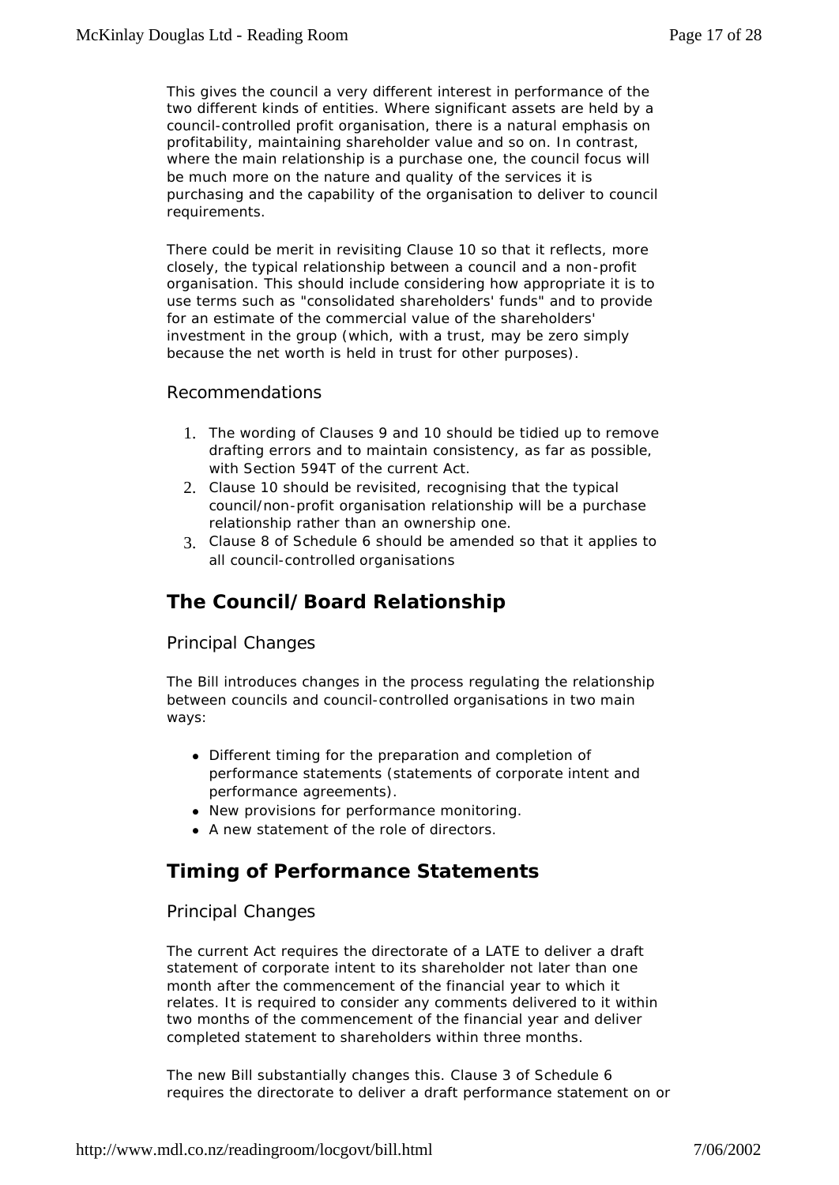This gives the council a very different interest in performance of the two different kinds of entities. Where significant assets are held by a council-controlled profit organisation, there is a natural emphasis on profitability, maintaining shareholder value and so on. In contrast, where the main relationship is a purchase one, the council focus will be much more on the nature and quality of the services it is purchasing and the capability of the organisation to deliver to council requirements.

There could be merit in revisiting Clause 10 so that it reflects, more closely, the typical relationship between a council and a non-profit organisation. This should include considering how appropriate it is to use terms such as "consolidated shareholders' funds" and to provide for an estimate of the commercial value of the shareholders' investment in the group (which, with a trust, may be zero simply because the net worth is held in trust for other purposes).

### Recommendations

1. The wording of Clauses 9 and 10 should be tidied up to remove drafting errors and to maintain consistency, as far as possible, with Section 594T of the current Act.
2. Clause 10 should be revisited, recognising that the typical council/non-profit organisation relationship will be a purchase relationship rather than an ownership one.
3. Clause 8 of Schedule 6 should be amended so that it applies to all council-controlled organisations

## The Council/Board Relationship

### Principal Changes

The Bill introduces changes in the process regulating the relationship between councils and council-controlled organisations in two main ways:

- Different timing for the preparation and completion of performance statements (statements of corporate intent and performance agreements).
- New provisions for performance monitoring.
- A new statement of the role of directors.

## Timing of Performance Statements

### Principal Changes

The current Act requires the directorate of a LATE to deliver a draft statement of corporate intent to its shareholder not later than one month after the commencement of the financial year to which it relates. It is required to consider any comments delivered to it within two months of the commencement of the financial year and deliver completed statement to shareholders within three months.

The new Bill substantially changes this. Clause 3 of Schedule 6 requires the directorate to deliver a draft performance statement on or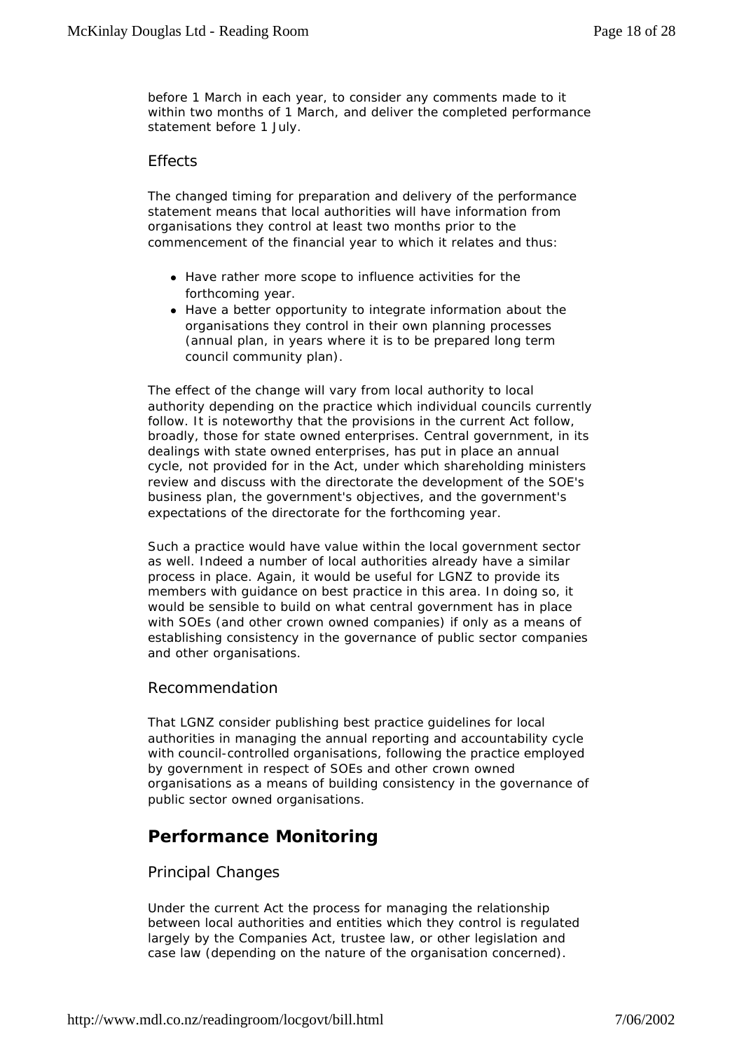before 1 March in each year, to consider any comments made to it within two months of 1 March, and deliver the completed performance statement before 1 July.

### Effects

The changed timing for preparation and delivery of the performance statement means that local authorities will have information from organisations they control at least two months prior to the commencement of the financial year to which it relates and thus:

- Have rather more scope to influence activities for the forthcoming year.
- Have a better opportunity to integrate information about the organisations they control in their own planning processes (annual plan, in years where it is to be prepared long term council community plan).

The effect of the change will vary from local authority to local authority depending on the practice which individual councils currently follow. It is noteworthy that the provisions in the current Act follow, broadly, those for state owned enterprises. Central government, in its dealings with state owned enterprises, has put in place an annual cycle, not provided for in the Act, under which shareholding ministers review and discuss with the directorate the development of the SOE's business plan, the government's objectives, and the government's expectations of the directorate for the forthcoming year.

Such a practice would have value within the local government sector as well. Indeed a number of local authorities already have a similar process in place. Again, it would be useful for LGNZ to provide its members with guidance on best practice in this area. In doing so, it would be sensible to build on what central government has in place with SOEs (and other crown owned companies) if only as a means of establishing consistency in the governance of public sector companies and other organisations.

### Recommendation

That LGNZ consider publishing best practice guidelines for local authorities in managing the annual reporting and accountability cycle with council-controlled organisations, following the practice employed by government in respect of SOEs and other crown owned organisations as a means of building consistency in the governance of public sector owned organisations.

## Performance Monitoring

### Principal Changes

Under the current Act the process for managing the relationship between local authorities and entities which they control is regulated largely by the Companies Act, trustee law, or other legislation and case law (depending on the nature of the organisation concerned).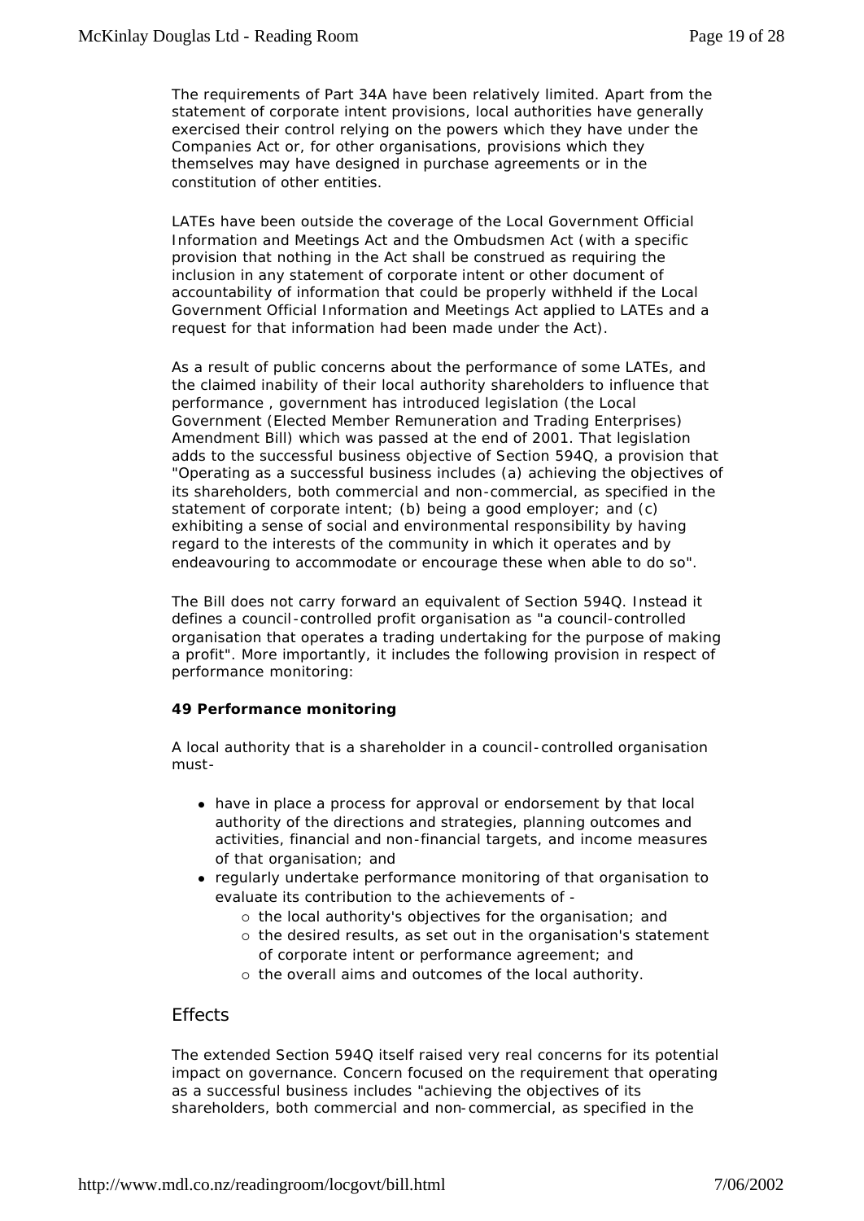The requirements of Part 34A have been relatively limited. Apart from the statement of corporate intent provisions, local authorities have generally exercised their control relying on the powers which they have under the Companies Act or, for other organisations, provisions which they themselves may have designed in purchase agreements or in the constitution of other entities.

LATEs have been outside the coverage of the Local Government Official Information and Meetings Act and the Ombudsmen Act (with a specific provision that nothing in the Act shall be construed as requiring the inclusion in any statement of corporate intent or other document of accountability of information that could be properly withheld if the Local Government Official Information and Meetings Act applied to LATEs and a request for that information had been made under the Act).

As a result of public concerns about the performance of some LATEs, and the claimed inability of their local authority shareholders to influence that performance , government has introduced legislation (the Local Government (Elected Member Remuneration and Trading Enterprises) Amendment Bill) which was passed at the end of 2001. That legislation adds to the successful business objective of Section 594Q, a provision that "Operating as a successful business includes (a) achieving the objectives of its shareholders, both commercial and non-commercial, as specified in the statement of corporate intent; (b) being a good employer; and (c) exhibiting a sense of social and environmental responsibility by having regard to the interests of the community in which it operates and by endeavouring to accommodate or encourage these when able to do so".

The Bill does not carry forward an equivalent of Section 594Q. Instead it defines a council-controlled profit organisation as "a council-controlled organisation that operates a trading undertaking for the purpose of making a profit". More importantly, it includes the following provision in respect of performance monitoring:

**49 Performance monitoring**

A local authority that is a shareholder in a council-controlled organisation must-

- have in place a process for approval or endorsement by that local authority of the directions and strategies, planning outcomes and activities, financial and non-financial targets, and income measures of that organisation; and
- regularly undertake performance monitoring of that organisation to evaluate its contribution to the achievements of -
  - the local authority's objectives for the organisation; and
  - the desired results, as set out in the organisation's statement of corporate intent or performance agreement; and
  - the overall aims and outcomes of the local authority.

## Effects

The extended Section 594Q itself raised very real concerns for its potential impact on governance. Concern focused on the requirement that operating as a successful business includes "achieving the objectives of its shareholders, both commercial and non-commercial, as specified in the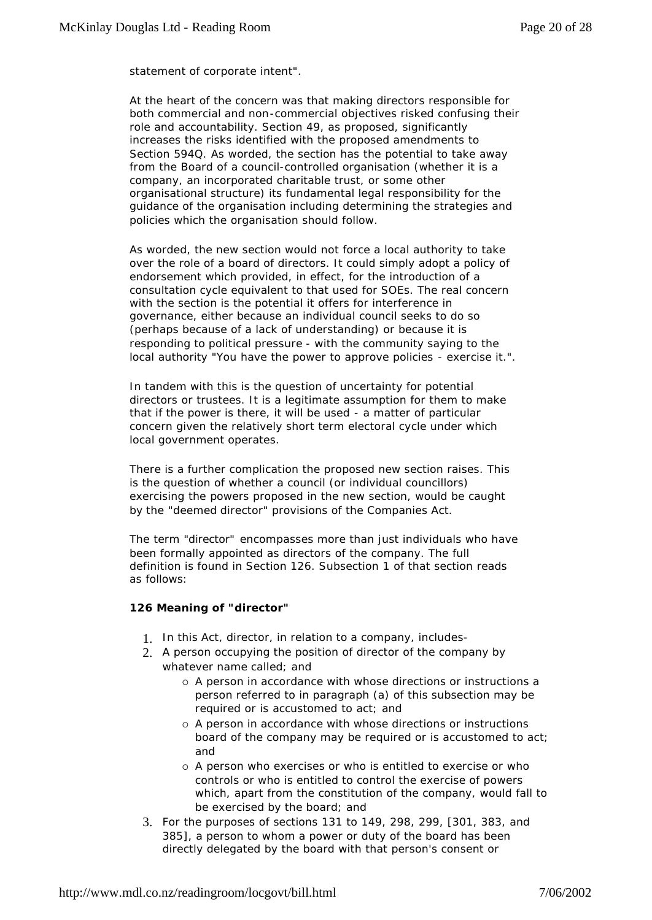statement of corporate intent".

At the heart of the concern was that making directors responsible for both commercial and non-commercial objectives risked confusing their role and accountability. Section 49, as proposed, significantly increases the risks identified with the proposed amendments to Section 594Q. As worded, the section has the potential to take away from the Board of a council-controlled organisation (whether it is a company, an incorporated charitable trust, or some other organisational structure) its fundamental legal responsibility for the guidance of the organisation including determining the strategies and policies which the organisation should follow.

As worded, the new section would not force a local authority to take over the role of a board of directors. It could simply adopt a policy of endorsement which provided, in effect, for the introduction of a consultation cycle equivalent to that used for SOEs. The real concern with the section is the potential it offers for interference in governance, either because an individual council seeks to do so (perhaps because of a lack of understanding) or because it is responding to political pressure - with the community saying to the local authority "You have the power to approve policies - exercise it.".

In tandem with this is the question of uncertainty for potential directors or trustees. It is a legitimate assumption for them to make that if the power is there, it will be used - a matter of particular concern given the relatively short term electoral cycle under which local government operates.

There is a further complication the proposed new section raises. This is the question of whether a council (or individual councillors) exercising the powers proposed in the new section, would be caught by the "deemed director" provisions of the Companies Act.

The term "director" encompasses more than just individuals who have been formally appointed as directors of the company. The full definition is found in Section 126. Subsection 1 of that section reads as follows:

**126 Meaning of "director"**

1. In this Act, director, in relation to a company, includes-
2. A person occupying the position of director of the company by whatever name called; and
    - A person in accordance with whose directions or instructions a person referred to in paragraph (a) of this subsection may be required or is accustomed to act; and
    - A person in accordance with whose directions or instructions board of the company may be required or is accustomed to act; and
    - A person who exercises or who is entitled to exercise or who controls or who is entitled to control the exercise of powers which, apart from the constitution of the company, would fall to be exercised by the board; and
3. For the purposes of sections 131 to 149, 298, 299, [301, 383, and 385], a person to whom a power or duty of the board has been directly delegated by the board with that person's consent or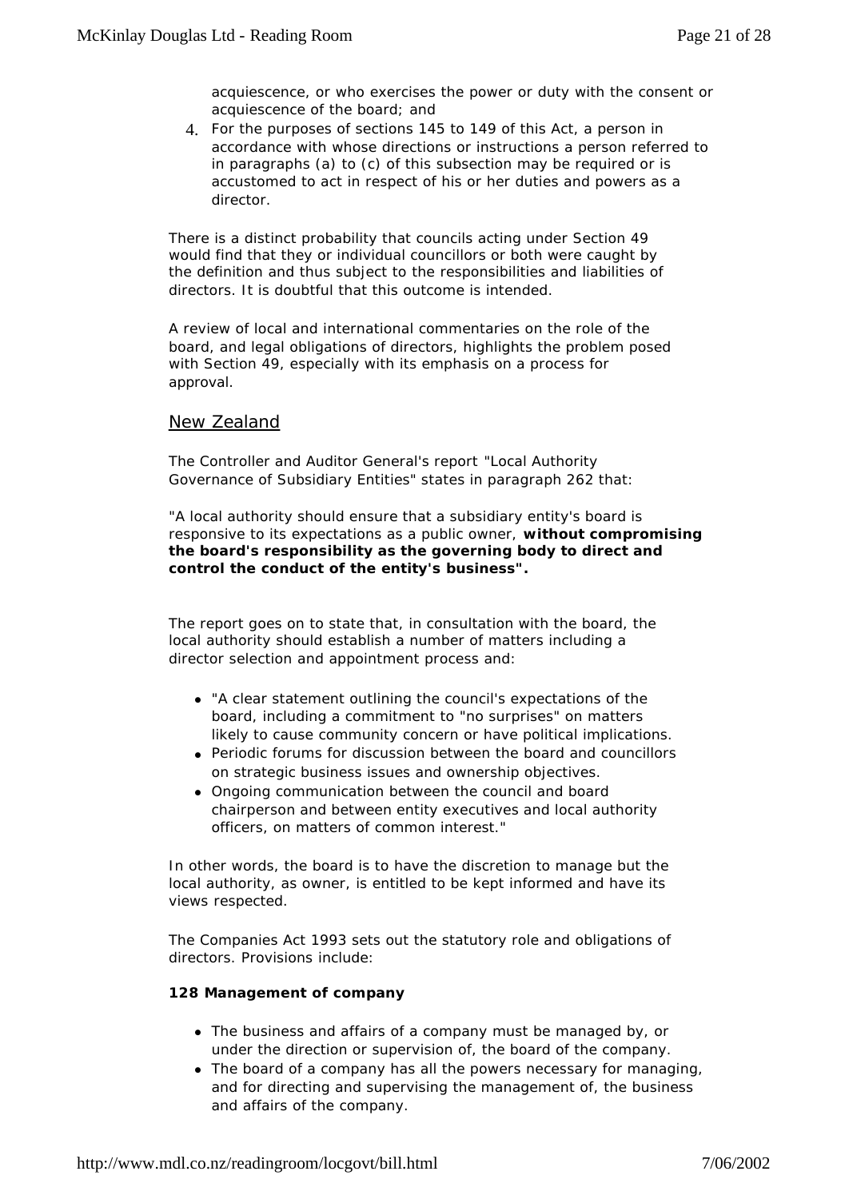acquiescence, or who exercises the power or duty with the consent or acquiescence of the board; and

4. For the purposes of sections 145 to 149 of this Act, a person in accordance with whose directions or instructions a person referred to in paragraphs (a) to (c) of this subsection may be required or is accustomed to act in respect of his or her duties and powers as a director.

There is a distinct probability that councils acting under Section 49 would find that they or individual councillors or both were caught by the definition and thus subject to the responsibilities and liabilities of directors. It is doubtful that this outcome is intended.

A review of local and international commentaries on the role of the board, and legal obligations of directors, highlights the problem posed with Section 49, especially with its emphasis on a process for approval.

## New Zealand

The Controller and Auditor General's report "Local Authority Governance of Subsidiary Entities" states in paragraph 262 that:

"A local authority should ensure that a subsidiary entity's board is responsive to its expectations as a public owner, **without compromising the board's responsibility as the governing body to direct and control the conduct of the entity's business".**

The report goes on to state that, in consultation with the board, the local authority should establish a number of matters including a director selection and appointment process and:

- "A clear statement outlining the council's expectations of the board, including a commitment to "no surprises" on matters likely to cause community concern or have political implications.
- Periodic forums for discussion between the board and councillors on strategic business issues and ownership objectives.
- Ongoing communication between the council and board chairperson and between entity executives and local authority officers, on matters of common interest."

In other words, the board is to have the discretion to manage but the local authority, as owner, is entitled to be kept informed and have its views respected.

The Companies Act 1993 sets out the statutory role and obligations of directors. Provisions include:

**128 Management of company**

- The business and affairs of a company must be managed by, or under the direction or supervision of, the board of the company.
- The board of a company has all the powers necessary for managing, and for directing and supervising the management of, the business and affairs of the company.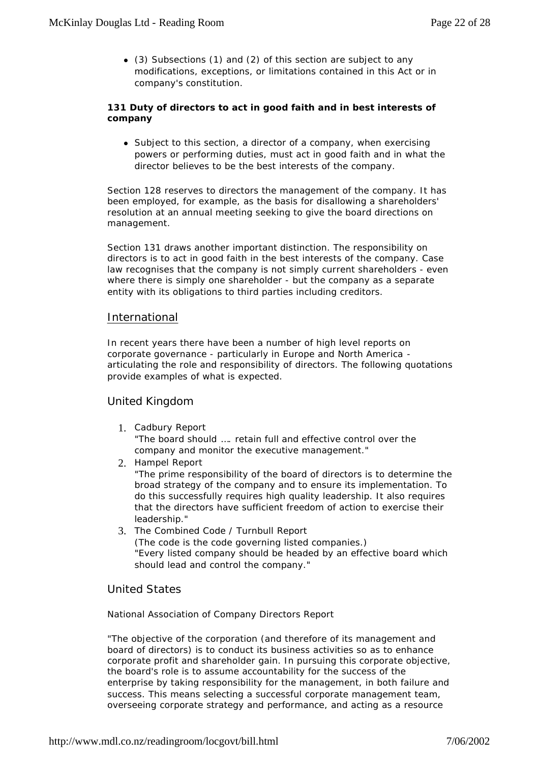- (3) Subsections (1) and (2) of this section are subject to any modifications, exceptions, or limitations contained in this Act or in company's constitution.

**131 Duty of directors to act in good faith and in best interests of company**

- Subject to this section, a director of a company, when exercising powers or performing duties, must act in good faith and in what the director believes to be the best interests of the company.

Section 128 reserves to directors the management of the company. It has been employed, for example, as the basis for disallowing a shareholders' resolution at an annual meeting seeking to give the board directions on management.

Section 131 draws another important distinction. The responsibility on directors is to act in good faith in the best interests of the company. Case law recognises that the company is not simply current shareholders - even where there is simply one shareholder - but the company as a separate entity with its obligations to third parties including creditors.

## International

In recent years there have been a number of high level reports on corporate governance - particularly in Europe and North America - articulating the role and responsibility of directors. The following quotations provide examples of what is expected.

### United Kingdom

1. Cadbury Report
   "The board should …. retain full and effective control over the company and monitor the executive management."
2. Hampel Report
   "The prime responsibility of the board of directors is to determine the broad strategy of the company and to ensure its implementation. To do this successfully requires high quality leadership. It also requires that the directors have sufficient freedom of action to exercise their leadership."
3. The Combined Code / Turnbull Report
   (The code is the code governing listed companies.)
   "Every listed company should be headed by an effective board which should lead and control the company."

### United States

National Association of Company Directors Report

"The objective of the corporation (and therefore of its management and board of directors) is to conduct its business activities so as to enhance corporate profit and shareholder gain. In pursuing this corporate objective, the board's role is to assume accountability for the success of the enterprise by taking responsibility for the management, in both failure and success. This means selecting a successful corporate management team, overseeing corporate strategy and performance, and acting as a resource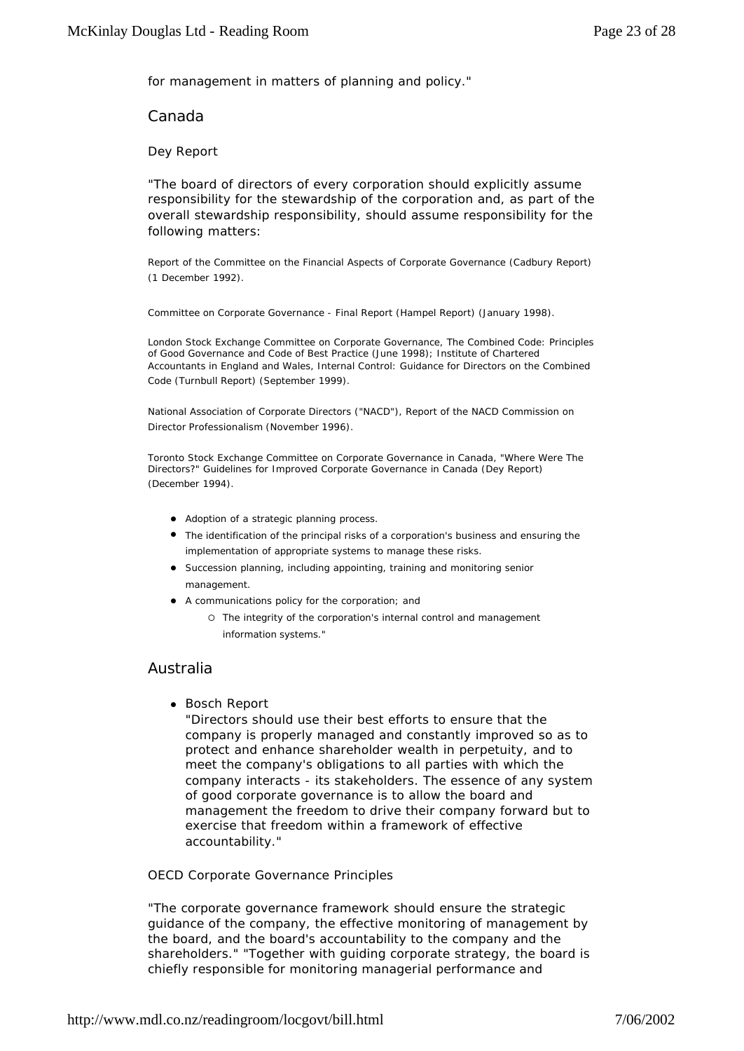for management in matters of planning and policy."

## Canada

Dey Report

"The board of directors of every corporation should explicitly assume responsibility for the stewardship of the corporation and, as part of the overall stewardship responsibility, should assume responsibility for the following matters:

Report of the Committee on the Financial Aspects of Corporate Governance (Cadbury Report) (1 December 1992).

Committee on Corporate Governance - Final Report (Hampel Report) (January 1998).

London Stock Exchange Committee on Corporate Governance, The Combined Code: Principles of Good Governance and Code of Best Practice (June 1998); Institute of Chartered Accountants in England and Wales, Internal Control: Guidance for Directors on the Combined Code (Turnbull Report) (September 1999).

National Association of Corporate Directors ("NACD"), Report of the NACD Commission on Director Professionalism (November 1996).

Toronto Stock Exchange Committee on Corporate Governance in Canada, "Where Were The Directors?" Guidelines for Improved Corporate Governance in Canada (Dey Report) (December 1994).

- Adoption of a strategic planning process.
- The identification of the principal risks of a corporation's business and ensuring the implementation of appropriate systems to manage these risks.
- Succession planning, including appointing, training and monitoring senior management.
- A communications policy for the corporation; and
  - The integrity of the corporation's internal control and management information systems."

## Australia

- Bosch Report
  "Directors should use their best efforts to ensure that the company is properly managed and constantly improved so as to protect and enhance shareholder wealth in perpetuity, and to meet the company's obligations to all parties with which the company interacts - its stakeholders. The essence of any system of good corporate governance is to allow the board and management the freedom to drive their company forward but to exercise that freedom within a framework of effective accountability."

OECD Corporate Governance Principles

"The corporate governance framework should ensure the strategic guidance of the company, the effective monitoring of management by the board, and the board's accountability to the company and the shareholders." "Together with guiding corporate strategy, the board is chiefly responsible for monitoring managerial performance and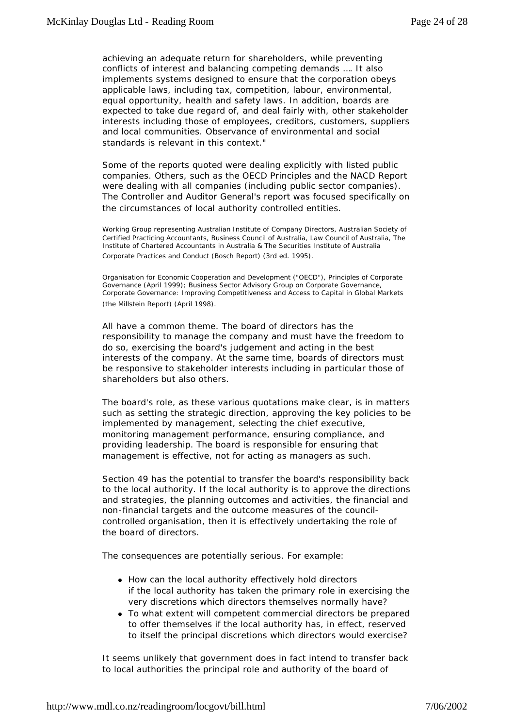achieving an adequate return for shareholders, while preventing conflicts of interest and balancing competing demands …. It also implements systems designed to ensure that the corporation obeys applicable laws, including tax, competition, labour, environmental, equal opportunity, health and safety laws. In addition, boards are expected to take due regard of, and deal fairly with, other stakeholder interests including those of employees, creditors, customers, suppliers and local communities. Observance of environmental and social standards is relevant in this context."

Some of the reports quoted were dealing explicitly with listed public companies. Others, such as the OECD Principles and the NACD Report were dealing with all companies (including public sector companies). The Controller and Auditor General's report was focused specifically on the circumstances of local authority controlled entities.

Working Group representing Australian Institute of Company Directors, Australian Society of Certified Practicing Accountants, Business Council of Australia, Law Council of Australia, The Institute of Chartered Accountants in Australia & The Securities Institute of Australia Corporate Practices and Conduct (Bosch Report) (3rd ed. 1995).

Organisation for Economic Cooperation and Development ("OECD"), Principles of Corporate Governance (April 1999); Business Sector Advisory Group on Corporate Governance, Corporate Governance: Improving Competitiveness and Access to Capital in Global Markets (the Millstein Report) (April 1998).

All have a common theme. The board of directors has the responsibility to manage the company and must have the freedom to do so, exercising the board's judgement and acting in the best interests of the company. At the same time, boards of directors must be responsive to stakeholder interests including in particular those of shareholders but also others.

The board's role, as these various quotations make clear, is in matters such as setting the strategic direction, approving the key policies to be implemented by management, selecting the chief executive, monitoring management performance, ensuring compliance, and providing leadership. The board is responsible for ensuring that management is effective, not for acting as managers as such.

Section 49 has the potential to transfer the board's responsibility back to the local authority. If the local authority is to approve the directions and strategies, the planning outcomes and activities, the financial and non-financial targets and the outcome measures of the council-controlled organisation, then it is effectively undertaking the role of the board of directors.

The consequences are potentially serious. For example:

- How can the local authority effectively hold directors if the local authority has taken the primary role in exercising the very discretions which directors themselves normally have?
- To what extent will competent commercial directors be prepared to offer themselves if the local authority has, in effect, reserved to itself the principal discretions which directors would exercise?

It seems unlikely that government does in fact intend to transfer back to local authorities the principal role and authority of the board of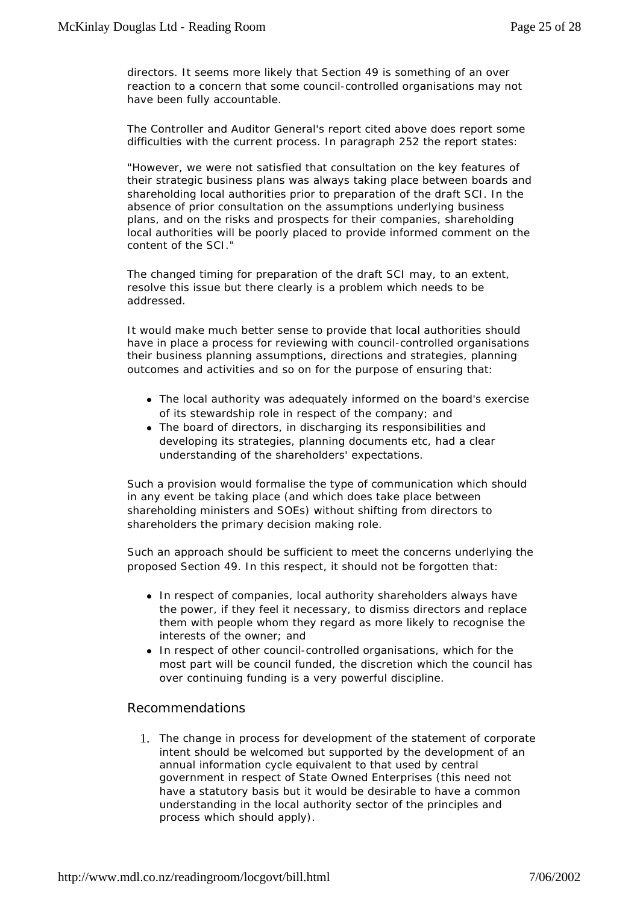directors. It seems more likely that Section 49 is something of an over reaction to a concern that some council-controlled organisations may not have been fully accountable.

The Controller and Auditor General's report cited above does report some difficulties with the current process. In paragraph 252 the report states:

"However, we were not satisfied that consultation on the key features of their strategic business plans was always taking place between boards and shareholding local authorities prior to preparation of the draft SCI. In the absence of prior consultation on the assumptions underlying business plans, and on the risks and prospects for their companies, shareholding local authorities will be poorly placed to provide informed comment on the content of the SCI."

The changed timing for preparation of the draft SCI may, to an extent, resolve this issue but there clearly is a problem which needs to be addressed.

It would make much better sense to provide that local authorities should have in place a process for reviewing with council-controlled organisations their business planning assumptions, directions and strategies, planning outcomes and activities and so on for the purpose of ensuring that:

- The local authority was adequately informed on the board's exercise of its stewardship role in respect of the company; and
- The board of directors, in discharging its responsibilities and developing its strategies, planning documents etc, had a clear understanding of the shareholders' expectations.

Such a provision would formalise the type of communication which should in any event be taking place (and which does take place between shareholding ministers and SOEs) without shifting from directors to shareholders the primary decision making role.

Such an approach should be sufficient to meet the concerns underlying the proposed Section 49. In this respect, it should not be forgotten that:

- In respect of companies, local authority shareholders always have the power, if they feel it necessary, to dismiss directors and replace them with people whom they regard as more likely to recognise the interests of the owner; and
- In respect of other council-controlled organisations, which for the most part will be council funded, the discretion which the council has over continuing funding is a very powerful discipline.

## Recommendations

1. The change in process for development of the statement of corporate intent should be welcomed but supported by the development of an annual information cycle equivalent to that used by central government in respect of State Owned Enterprises (this need not have a statutory basis but it would be desirable to have a common understanding in the local authority sector of the principles and process which should apply).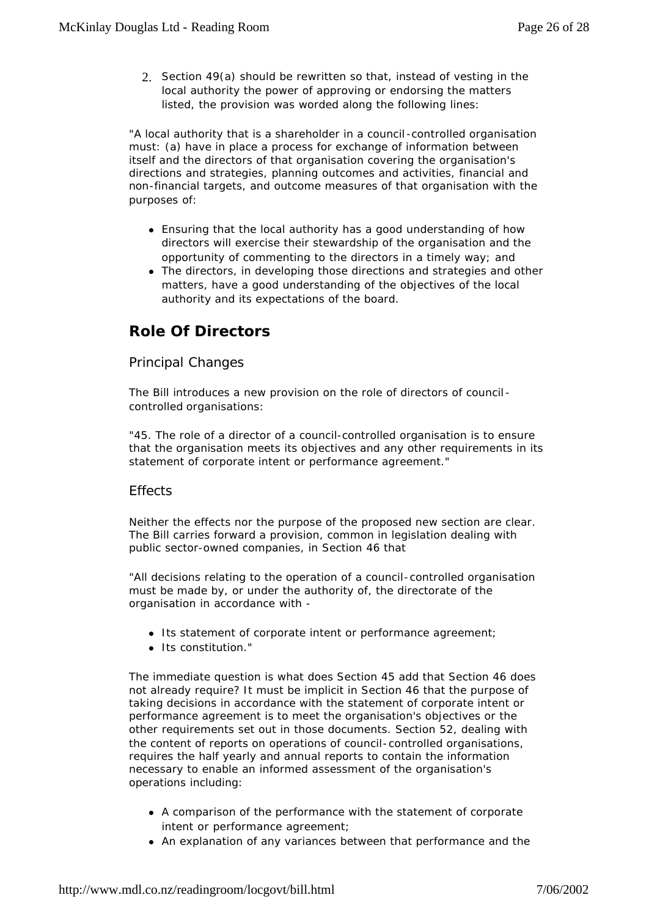2. Section 49(a) should be rewritten so that, instead of vesting in the local authority the power of approving or endorsing the matters listed, the provision was worded along the following lines:

"A local authority that is a shareholder in a council-controlled organisation must: (a) have in place a process for exchange of information between itself and the directors of that organisation covering the organisation's directions and strategies, planning outcomes and activities, financial and non-financial targets, and outcome measures of that organisation with the purposes of:

- Ensuring that the local authority has a good understanding of how directors will exercise their stewardship of the organisation and the opportunity of commenting to the directors in a timely way; and
- The directors, in developing those directions and strategies and other matters, have a good understanding of the objectives of the local authority and its expectations of the board.

## Role Of Directors

### Principal Changes

The Bill introduces a new provision on the role of directors of council-controlled organisations:

"45. The role of a director of a council-controlled organisation is to ensure that the organisation meets its objectives and any other requirements in its statement of corporate intent or performance agreement."

### Effects

Neither the effects nor the purpose of the proposed new section are clear. The Bill carries forward a provision, common in legislation dealing with public sector-owned companies, in Section 46 that

"All decisions relating to the operation of a council-controlled organisation must be made by, or under the authority of, the directorate of the organisation in accordance with -

- Its statement of corporate intent or performance agreement;
- Its constitution."

The immediate question is what does Section 45 add that Section 46 does not already require? It must be implicit in Section 46 that the purpose of taking decisions in accordance with the statement of corporate intent or performance agreement is to meet the organisation's objectives or the other requirements set out in those documents. Section 52, dealing with the content of reports on operations of council-controlled organisations, requires the half yearly and annual reports to contain the information necessary to enable an informed assessment of the organisation's operations including:

- A comparison of the performance with the statement of corporate intent or performance agreement;
- An explanation of any variances between that performance and the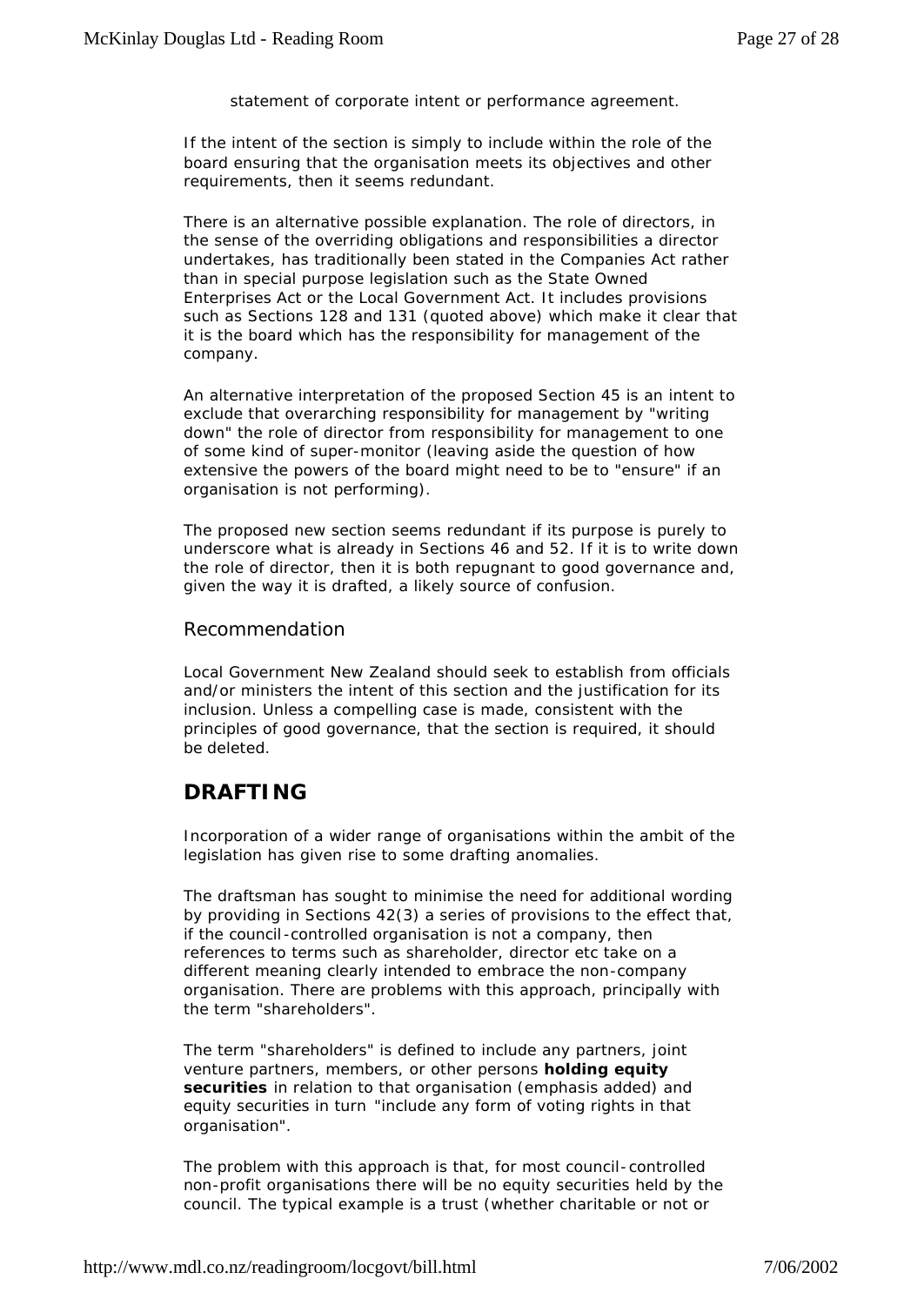statement of corporate intent or performance agreement.

If the intent of the section is simply to include within the role of the board ensuring that the organisation meets its objectives and other requirements, then it seems redundant.

There is an alternative possible explanation. The role of directors, in the sense of the overriding obligations and responsibilities a director undertakes, has traditionally been stated in the Companies Act rather than in special purpose legislation such as the State Owned Enterprises Act or the Local Government Act. It includes provisions such as Sections 128 and 131 (quoted above) which make it clear that it is the board which has the responsibility for management of the company.

An alternative interpretation of the proposed Section 45 is an intent to exclude that overarching responsibility for management by "writing down" the role of director from responsibility for management to one of some kind of super-monitor (leaving aside the question of how extensive the powers of the board might need to be to "ensure" if an organisation is not performing).

The proposed new section seems redundant if its purpose is purely to underscore what is already in Sections 46 and 52. If it is to write down the role of director, then it is both repugnant to good governance and, given the way it is drafted, a likely source of confusion.

### Recommendation

Local Government New Zealand should seek to establish from officials and/or ministers the intent of this section and the justification for its inclusion. Unless a compelling case is made, consistent with the principles of good governance, that the section is required, it should be deleted.

## DRAFTING

Incorporation of a wider range of organisations within the ambit of the legislation has given rise to some drafting anomalies.

The draftsman has sought to minimise the need for additional wording by providing in Sections 42(3) a series of provisions to the effect that, if the council-controlled organisation is not a company, then references to terms such as shareholder, director etc take on a different meaning clearly intended to embrace the non-company organisation. There are problems with this approach, principally with the term "shareholders".

The term "shareholders" is defined to include any partners, joint venture partners, members, or other persons **holding equity securities** in relation to that organisation (emphasis added) and equity securities in turn "include any form of voting rights in that organisation".

The problem with this approach is that, for most council-controlled non-profit organisations there will be no equity securities held by the council. The typical example is a trust (whether charitable or not or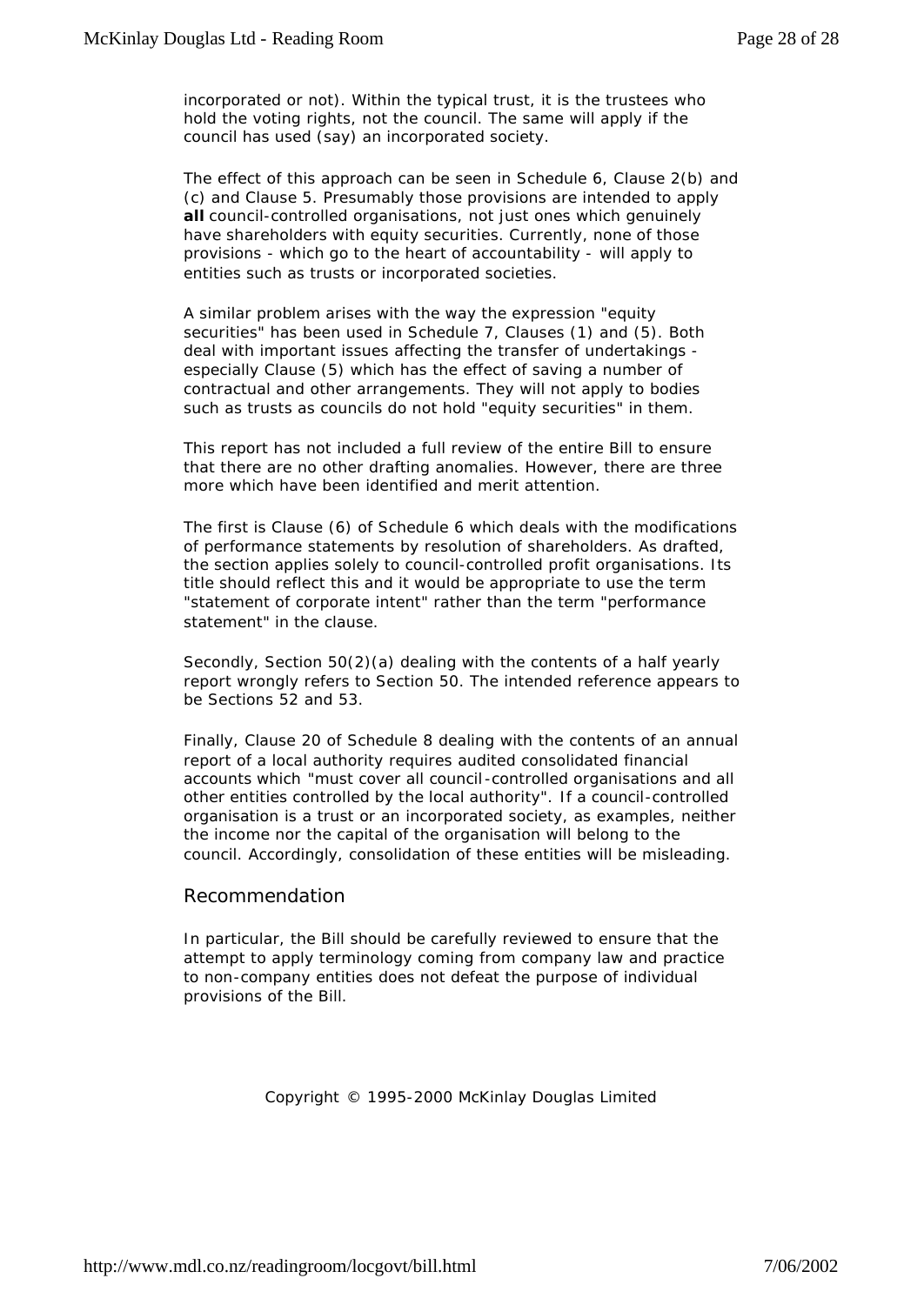incorporated or not). Within the typical trust, it is the trustees who hold the voting rights, not the council. The same will apply if the council has used (say) an incorporated society.

The effect of this approach can be seen in Schedule 6, Clause 2(b) and (c) and Clause 5. Presumably those provisions are intended to apply **all** council-controlled organisations, not just ones which genuinely have shareholders with equity securities. Currently, none of those provisions - which go to the heart of accountability - will apply to entities such as trusts or incorporated societies.

A similar problem arises with the way the expression "equity securities" has been used in Schedule 7, Clauses (1) and (5). Both deal with important issues affecting the transfer of undertakings - especially Clause (5) which has the effect of saving a number of contractual and other arrangements. They will not apply to bodies such as trusts as councils do not hold "equity securities" in them.

This report has not included a full review of the entire Bill to ensure that there are no other drafting anomalies. However, there are three more which have been identified and merit attention.

The first is Clause (6) of Schedule 6 which deals with the modifications of performance statements by resolution of shareholders. As drafted, the section applies solely to council-controlled profit organisations. Its title should reflect this and it would be appropriate to use the term "statement of corporate intent" rather than the term "performance statement" in the clause.

Secondly, Section 50(2)(a) dealing with the contents of a half yearly report wrongly refers to Section 50. The intended reference appears to be Sections 52 and 53.

Finally, Clause 20 of Schedule 8 dealing with the contents of an annual report of a local authority requires audited consolidated financial accounts which "must cover all council-controlled organisations and all other entities controlled by the local authority". If a council-controlled organisation is a trust or an incorporated society, as examples, neither the income nor the capital of the organisation will belong to the council. Accordingly, consolidation of these entities will be misleading.

## Recommendation

In particular, the Bill should be carefully reviewed to ensure that the attempt to apply terminology coming from company law and practice to non-company entities does not defeat the purpose of individual provisions of the Bill.

Copyright © 1995-2000 McKinlay Douglas Limited